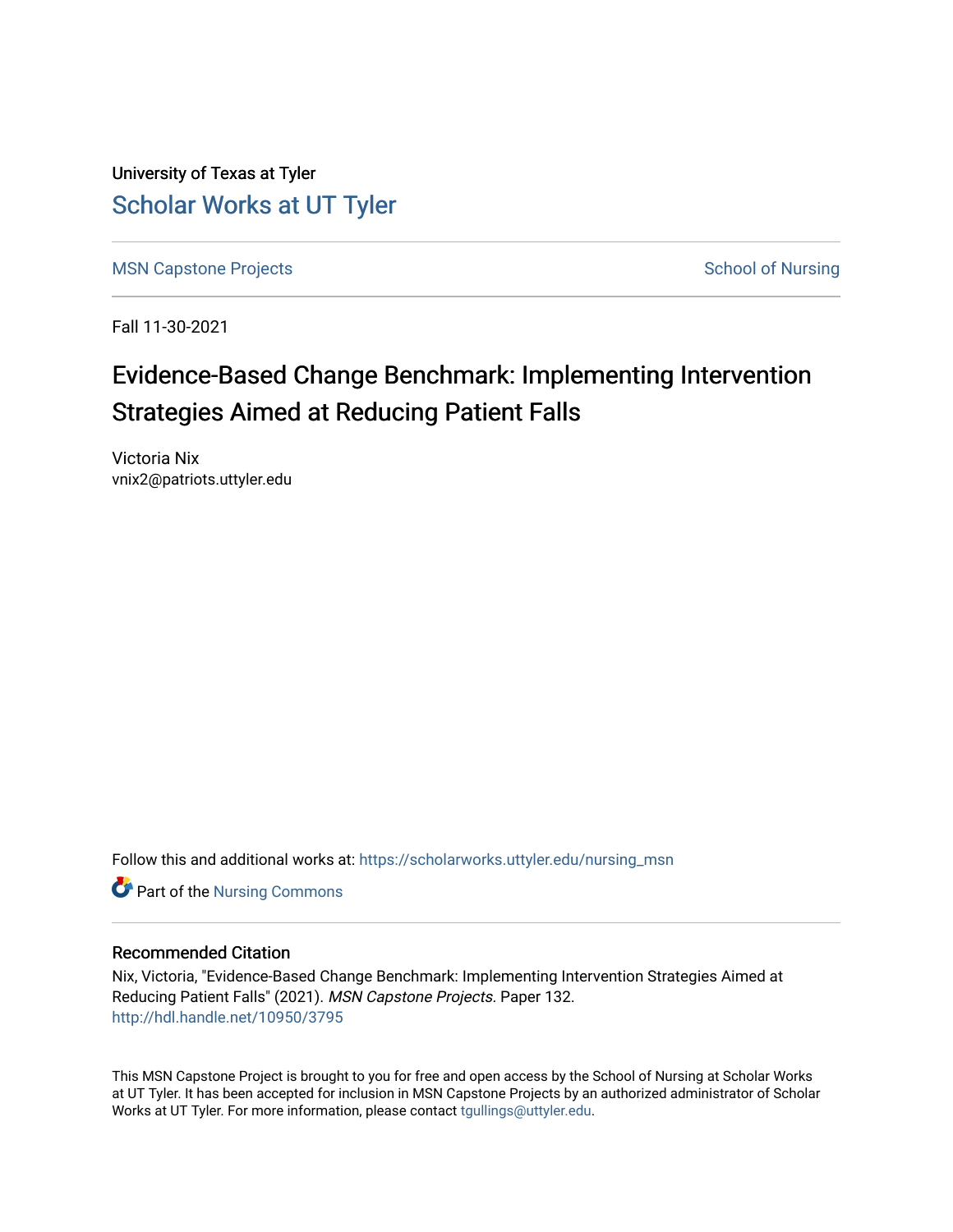University of Texas at Tyler

# Scholar Works at UT Tyler

MSN Capstone Projects | School of Nursing

Fall 11-30-2021

## Evidence-Based Change Benchmark: Implementing Intervention Strategies Aimed at Reducing Patient Falls

Victoria Nix
vnix2@patriots.uttyler.edu

Follow this and additional works at: https://scholarworks.uttyler.edu/nursing_msn

Part of the Nursing Commons

### Recommended Citation

Nix, Victoria, "Evidence-Based Change Benchmark: Implementing Intervention Strategies Aimed at Reducing Patient Falls" (2021). *MSN Capstone Projects*. Paper 132.
http://hdl.handle.net/10950/3795

This MSN Capstone Project is brought to you for free and open access by the School of Nursing at Scholar Works at UT Tyler. It has been accepted for inclusion in MSN Capstone Projects by an authorized administrator of Scholar Works at UT Tyler. For more information, please contact tgullings@uttyler.edu.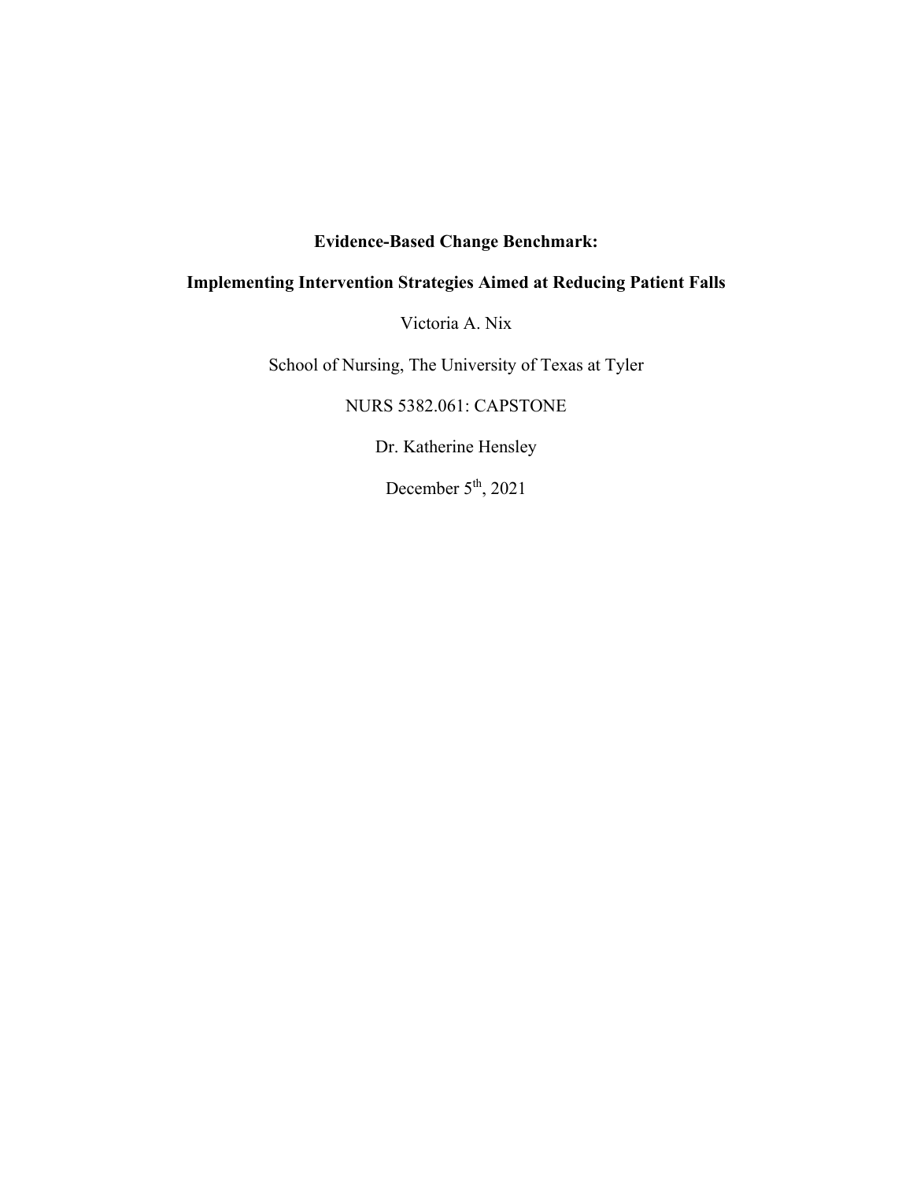**Evidence-Based Change Benchmark:**

**Implementing Intervention Strategies Aimed at Reducing Patient Falls**

Victoria A. Nix

School of Nursing, The University of Texas at Tyler

NURS 5382.061: CAPSTONE

Dr. Katherine Hensley

December 5th, 2021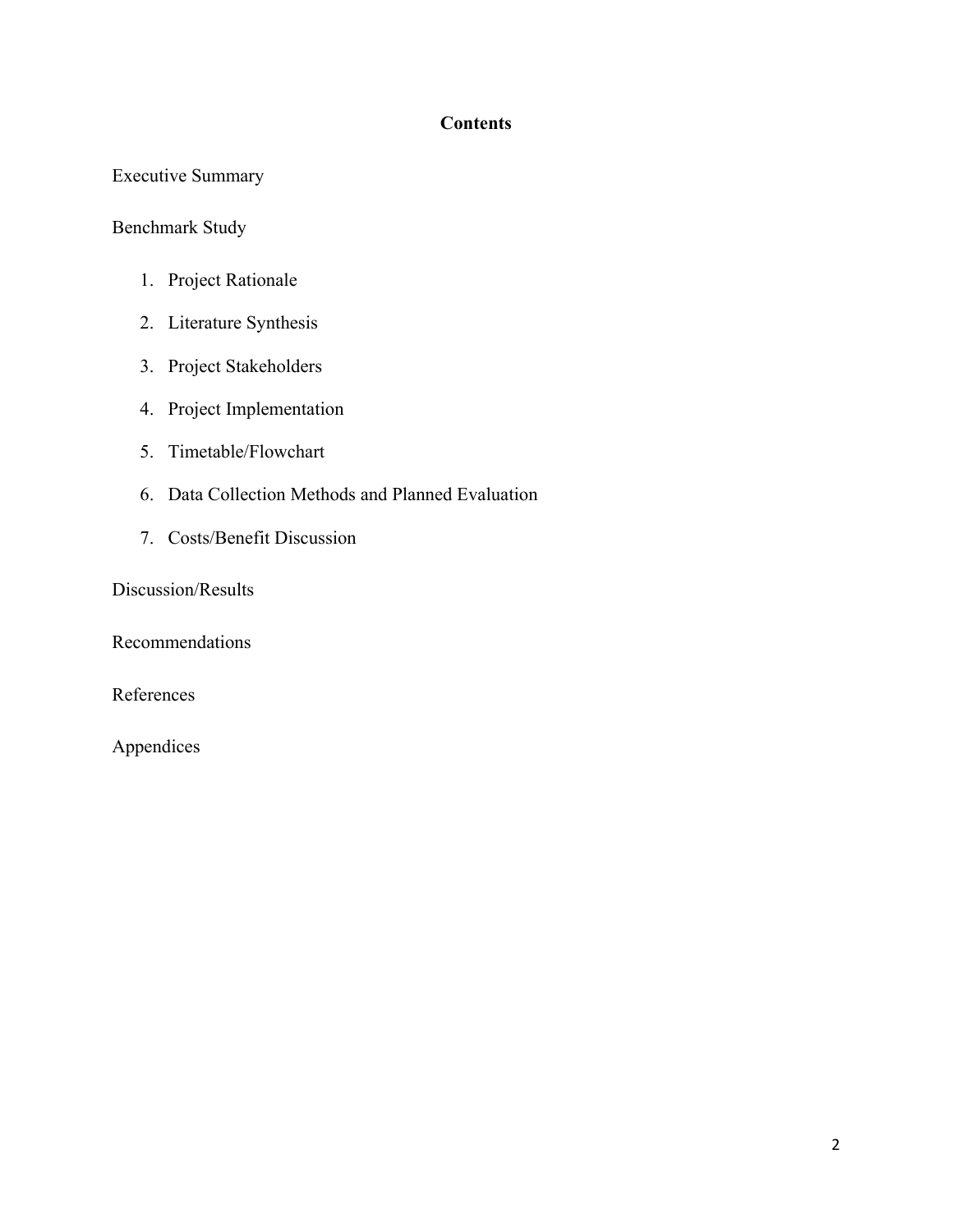## Contents

Executive Summary

Benchmark Study

1. Project Rationale
2. Literature Synthesis
3. Project Stakeholders
4. Project Implementation
5. Timetable/Flowchart
6. Data Collection Methods and Planned Evaluation
7. Costs/Benefit Discussion

Discussion/Results

Recommendations

References

Appendices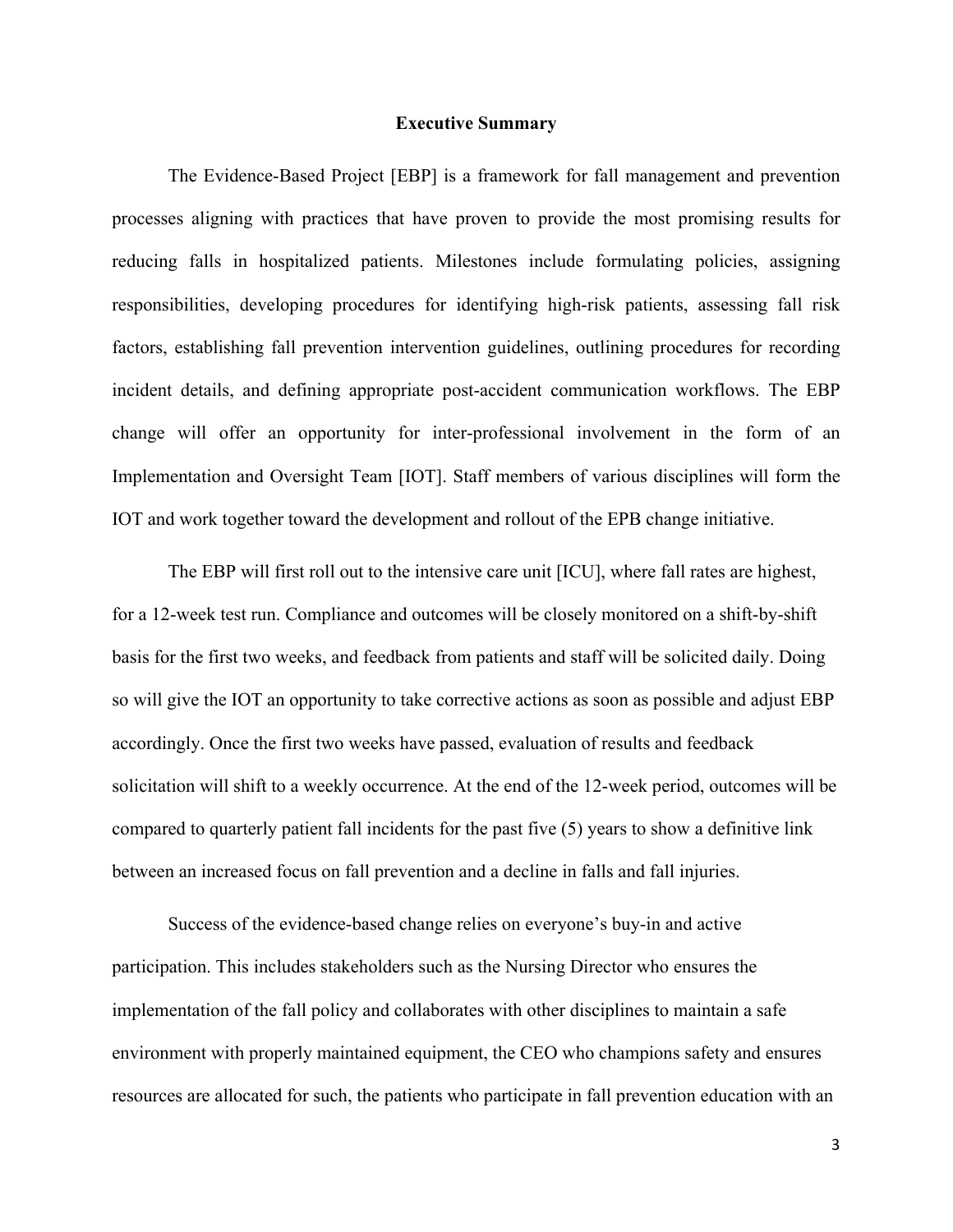## Executive Summary

The Evidence-Based Project [EBP] is a framework for fall management and prevention processes aligning with practices that have proven to provide the most promising results for reducing falls in hospitalized patients. Milestones include formulating policies, assigning responsibilities, developing procedures for identifying high-risk patients, assessing fall risk factors, establishing fall prevention intervention guidelines, outlining procedures for recording incident details, and defining appropriate post-accident communication workflows. The EBP change will offer an opportunity for inter-professional involvement in the form of an Implementation and Oversight Team [IOT]. Staff members of various disciplines will form the IOT and work together toward the development and rollout of the EPB change initiative.

The EBP will first roll out to the intensive care unit [ICU], where fall rates are highest, for a 12-week test run. Compliance and outcomes will be closely monitored on a shift-by-shift basis for the first two weeks, and feedback from patients and staff will be solicited daily. Doing so will give the IOT an opportunity to take corrective actions as soon as possible and adjust EBP accordingly. Once the first two weeks have passed, evaluation of results and feedback solicitation will shift to a weekly occurrence. At the end of the 12-week period, outcomes will be compared to quarterly patient fall incidents for the past five (5) years to show a definitive link between an increased focus on fall prevention and a decline in falls and fall injuries.

Success of the evidence-based change relies on everyone's buy-in and active participation. This includes stakeholders such as the Nursing Director who ensures the implementation of the fall policy and collaborates with other disciplines to maintain a safe environment with properly maintained equipment, the CEO who champions safety and ensures resources are allocated for such, the patients who participate in fall prevention education with an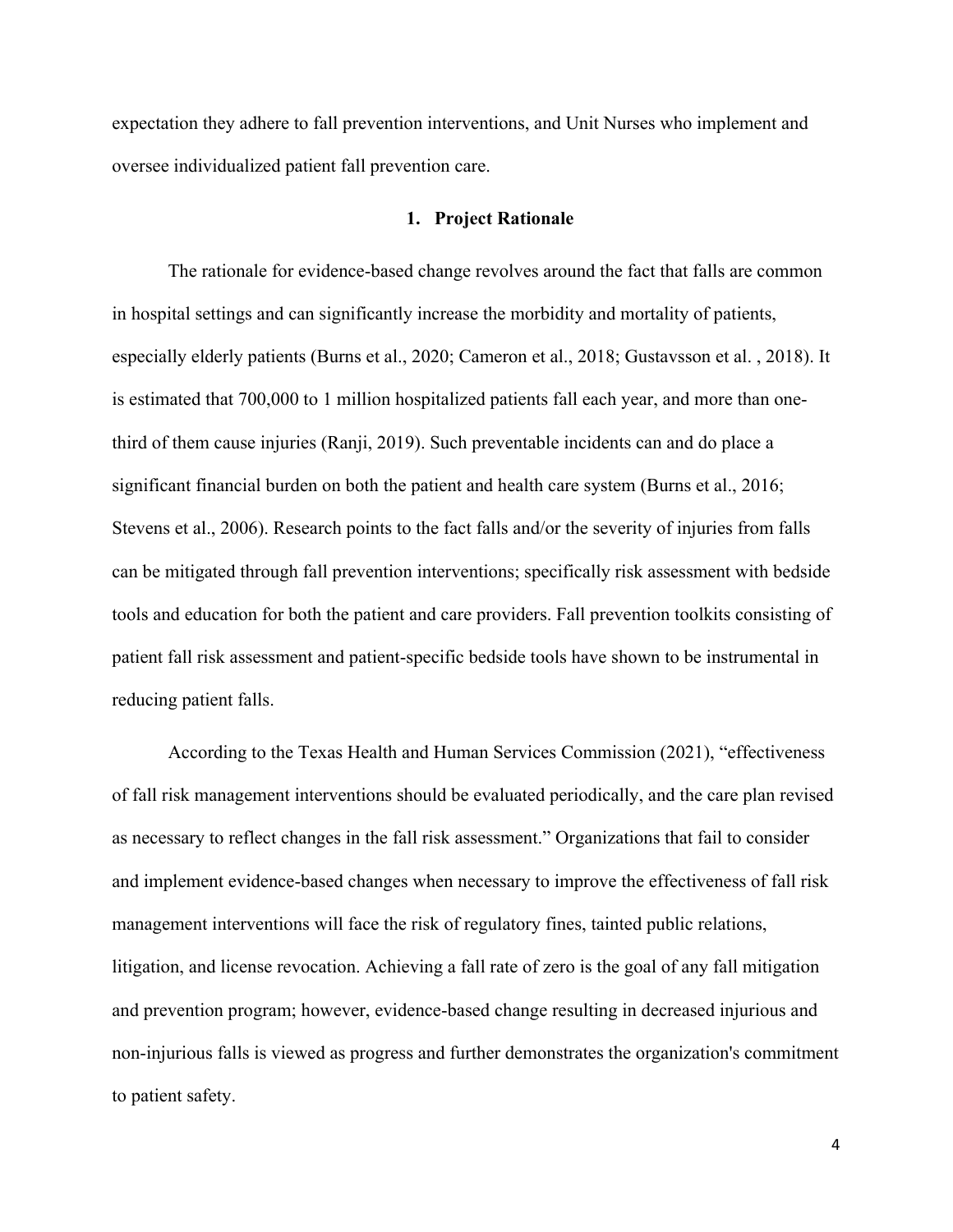expectation they adhere to fall prevention interventions, and Unit Nurses who implement and oversee individualized patient fall prevention care.

## 1. Project Rationale

The rationale for evidence-based change revolves around the fact that falls are common in hospital settings and can significantly increase the morbidity and mortality of patients, especially elderly patients (Burns et al., 2020; Cameron et al., 2018; Gustavsson et al. , 2018). It is estimated that 700,000 to 1 million hospitalized patients fall each year, and more than one-third of them cause injuries (Ranji, 2019). Such preventable incidents can and do place a significant financial burden on both the patient and health care system (Burns et al., 2016; Stevens et al., 2006). Research points to the fact falls and/or the severity of injuries from falls can be mitigated through fall prevention interventions; specifically risk assessment with bedside tools and education for both the patient and care providers. Fall prevention toolkits consisting of patient fall risk assessment and patient-specific bedside tools have shown to be instrumental in reducing patient falls.

According to the Texas Health and Human Services Commission (2021), "effectiveness of fall risk management interventions should be evaluated periodically, and the care plan revised as necessary to reflect changes in the fall risk assessment." Organizations that fail to consider and implement evidence-based changes when necessary to improve the effectiveness of fall risk management interventions will face the risk of regulatory fines, tainted public relations, litigation, and license revocation. Achieving a fall rate of zero is the goal of any fall mitigation and prevention program; however, evidence-based change resulting in decreased injurious and non-injurious falls is viewed as progress and further demonstrates the organization's commitment to patient safety.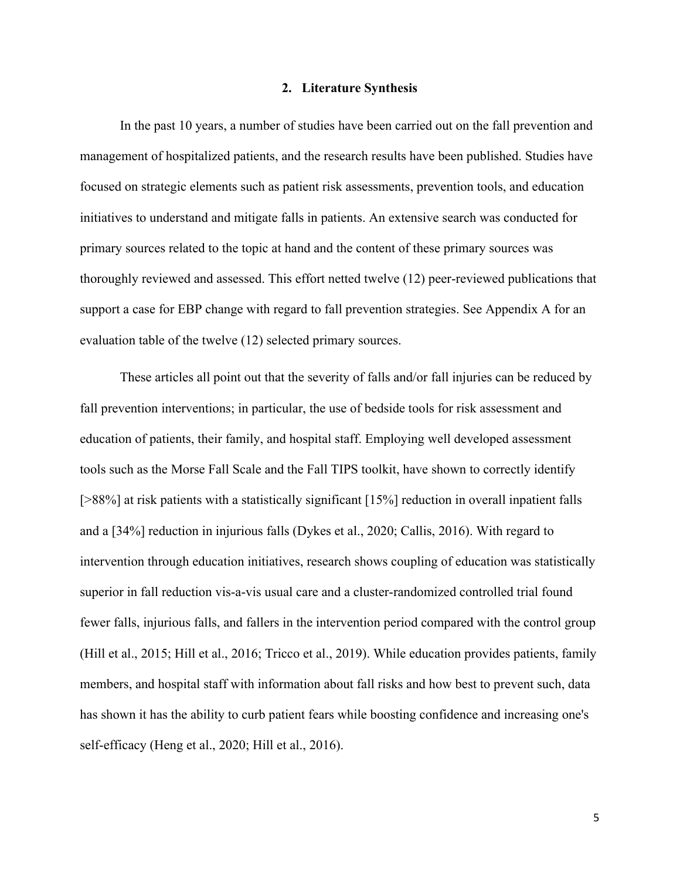## 2. Literature Synthesis

In the past 10 years, a number of studies have been carried out on the fall prevention and management of hospitalized patients, and the research results have been published. Studies have focused on strategic elements such as patient risk assessments, prevention tools, and education initiatives to understand and mitigate falls in patients. An extensive search was conducted for primary sources related to the topic at hand and the content of these primary sources was thoroughly reviewed and assessed. This effort netted twelve (12) peer-reviewed publications that support a case for EBP change with regard to fall prevention strategies. See Appendix A for an evaluation table of the twelve (12) selected primary sources.

These articles all point out that the severity of falls and/or fall injuries can be reduced by fall prevention interventions; in particular, the use of bedside tools for risk assessment and education of patients, their family, and hospital staff. Employing well developed assessment tools such as the Morse Fall Scale and the Fall TIPS toolkit, have shown to correctly identify [>88%] at risk patients with a statistically significant [15%] reduction in overall inpatient falls and a [34%] reduction in injurious falls (Dykes et al., 2020; Callis, 2016). With regard to intervention through education initiatives, research shows coupling of education was statistically superior in fall reduction vis-a-vis usual care and a cluster-randomized controlled trial found fewer falls, injurious falls, and fallers in the intervention period compared with the control group (Hill et al., 2015; Hill et al., 2016; Tricco et al., 2019). While education provides patients, family members, and hospital staff with information about fall risks and how best to prevent such, data has shown it has the ability to curb patient fears while boosting confidence and increasing one's self-efficacy (Heng et al., 2020; Hill et al., 2016).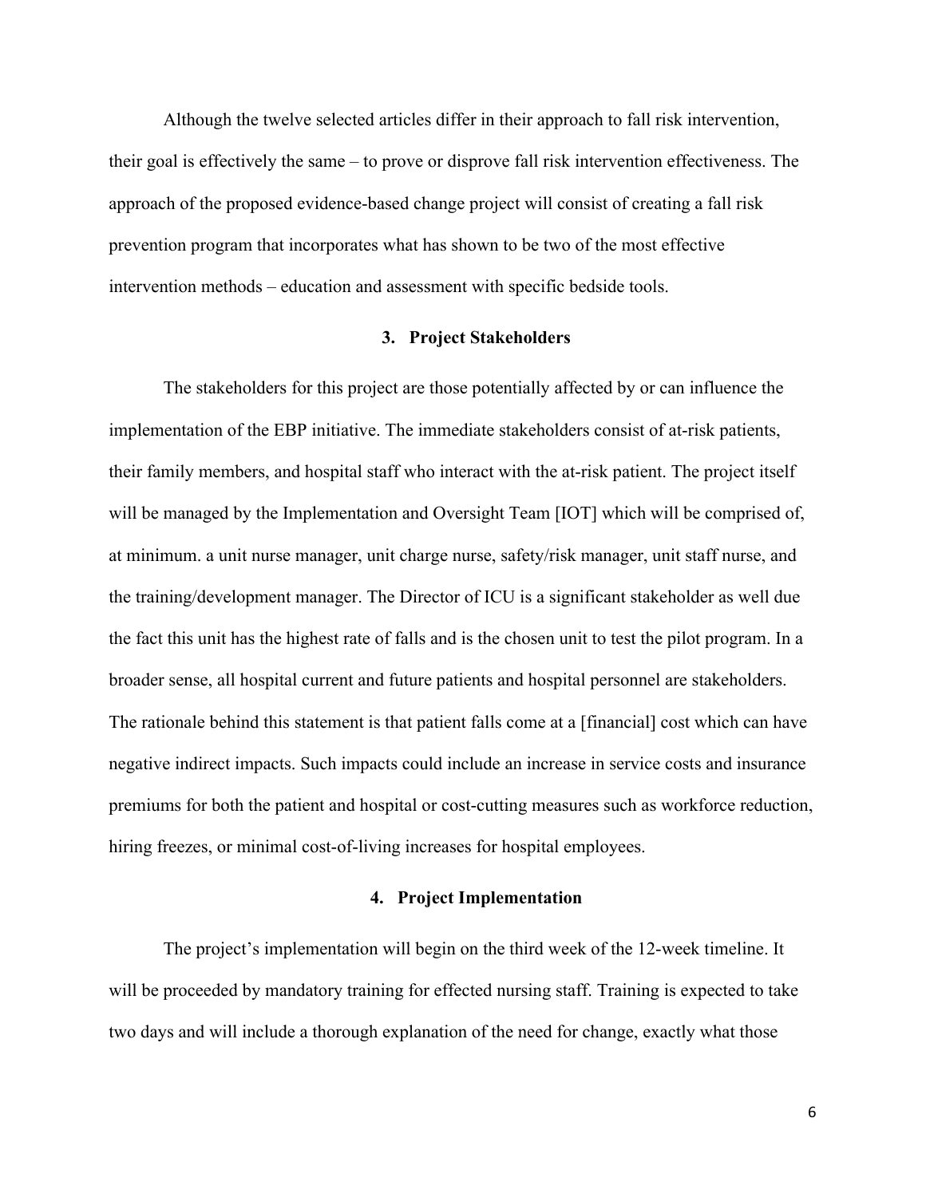Although the twelve selected articles differ in their approach to fall risk intervention, their goal is effectively the same – to prove or disprove fall risk intervention effectiveness. The approach of the proposed evidence-based change project will consist of creating a fall risk prevention program that incorporates what has shown to be two of the most effective intervention methods – education and assessment with specific bedside tools.

## 3. Project Stakeholders

The stakeholders for this project are those potentially affected by or can influence the implementation of the EBP initiative. The immediate stakeholders consist of at-risk patients, their family members, and hospital staff who interact with the at-risk patient. The project itself will be managed by the Implementation and Oversight Team [IOT] which will be comprised of, at minimum. a unit nurse manager, unit charge nurse, safety/risk manager, unit staff nurse, and the training/development manager. The Director of ICU is a significant stakeholder as well due the fact this unit has the highest rate of falls and is the chosen unit to test the pilot program. In a broader sense, all hospital current and future patients and hospital personnel are stakeholders. The rationale behind this statement is that patient falls come at a [financial] cost which can have negative indirect impacts. Such impacts could include an increase in service costs and insurance premiums for both the patient and hospital or cost-cutting measures such as workforce reduction, hiring freezes, or minimal cost-of-living increases for hospital employees.

## 4. Project Implementation

The project's implementation will begin on the third week of the 12-week timeline. It will be proceeded by mandatory training for effected nursing staff. Training is expected to take two days and will include a thorough explanation of the need for change, exactly what those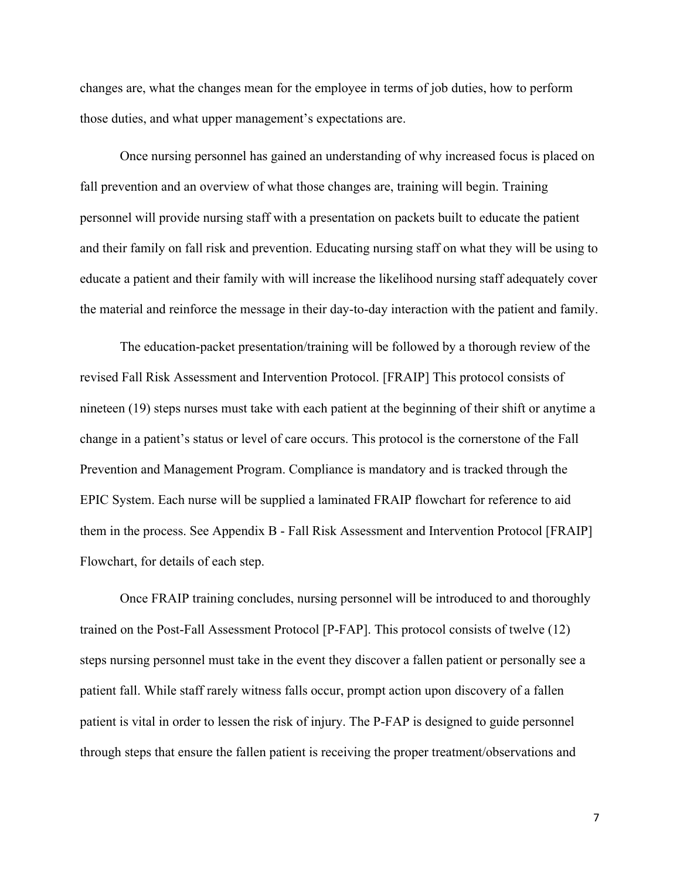changes are, what the changes mean for the employee in terms of job duties, how to perform those duties, and what upper management's expectations are.

Once nursing personnel has gained an understanding of why increased focus is placed on fall prevention and an overview of what those changes are, training will begin. Training personnel will provide nursing staff with a presentation on packets built to educate the patient and their family on fall risk and prevention. Educating nursing staff on what they will be using to educate a patient and their family with will increase the likelihood nursing staff adequately cover the material and reinforce the message in their day-to-day interaction with the patient and family.

The education-packet presentation/training will be followed by a thorough review of the revised Fall Risk Assessment and Intervention Protocol. [FRAIP] This protocol consists of nineteen (19) steps nurses must take with each patient at the beginning of their shift or anytime a change in a patient's status or level of care occurs. This protocol is the cornerstone of the Fall Prevention and Management Program. Compliance is mandatory and is tracked through the EPIC System. Each nurse will be supplied a laminated FRAIP flowchart for reference to aid them in the process. See Appendix B - Fall Risk Assessment and Intervention Protocol [FRAIP] Flowchart, for details of each step.

Once FRAIP training concludes, nursing personnel will be introduced to and thoroughly trained on the Post-Fall Assessment Protocol [P-FAP]. This protocol consists of twelve (12) steps nursing personnel must take in the event they discover a fallen patient or personally see a patient fall. While staff rarely witness falls occur, prompt action upon discovery of a fallen patient is vital in order to lessen the risk of injury. The P-FAP is designed to guide personnel through steps that ensure the fallen patient is receiving the proper treatment/observations and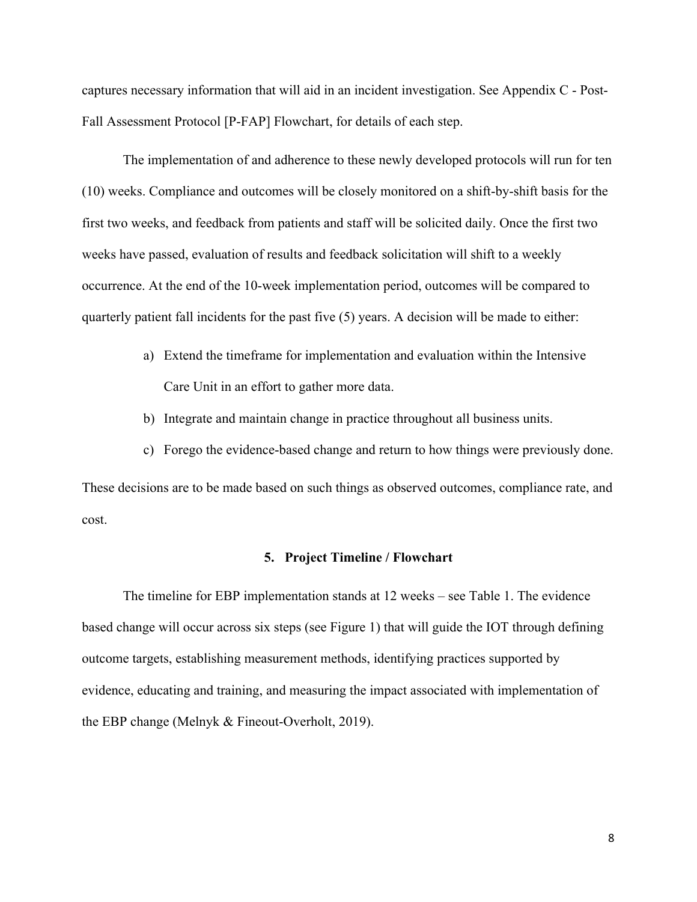captures necessary information that will aid in an incident investigation. See Appendix C - Post-Fall Assessment Protocol [P-FAP] Flowchart, for details of each step.

The implementation of and adherence to these newly developed protocols will run for ten (10) weeks. Compliance and outcomes will be closely monitored on a shift-by-shift basis for the first two weeks, and feedback from patients and staff will be solicited daily. Once the first two weeks have passed, evaluation of results and feedback solicitation will shift to a weekly occurrence. At the end of the 10-week implementation period, outcomes will be compared to quarterly patient fall incidents for the past five (5) years. A decision will be made to either:

a) Extend the timeframe for implementation and evaluation within the Intensive Care Unit in an effort to gather more data.
b) Integrate and maintain change in practice throughout all business units.
c) Forego the evidence-based change and return to how things were previously done.

These decisions are to be made based on such things as observed outcomes, compliance rate, and cost.

## 5. Project Timeline / Flowchart

The timeline for EBP implementation stands at 12 weeks – see Table 1. The evidence based change will occur across six steps (see Figure 1) that will guide the IOT through defining outcome targets, establishing measurement methods, identifying practices supported by evidence, educating and training, and measuring the impact associated with implementation of the EBP change (Melnyk & Fineout-Overholt, 2019).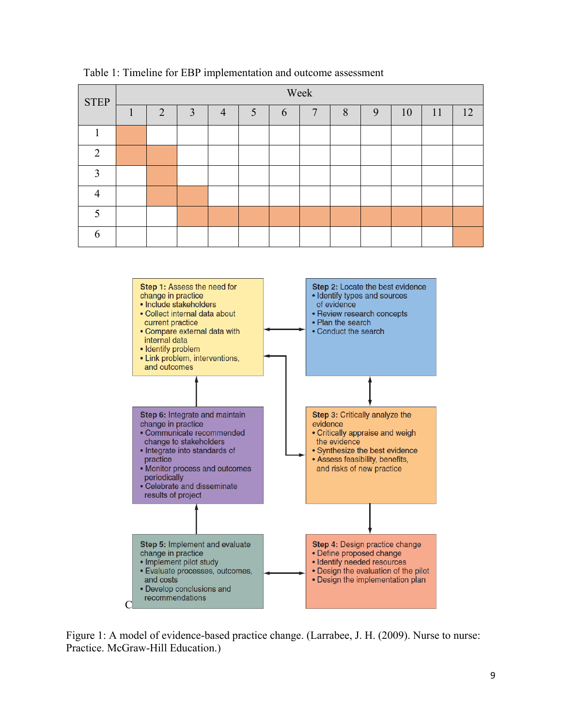Table 1: Timeline for EBP implementation and outcome assessment

| STEP | Week | | | | | | | | | | | |
|---|---|---|---|---|---|---|---|---|---|---|---|---|
| | 1 | 2 | 3 | 4 | 5 | 6 | 7 | 8 | 9 | 10 | 11 | 12 |
| 1 | ■ | | | | | | | | | | | |
| 2 | ■ | ■ | | | | | | | | | | |
| 3 | | ■ | | | | | | | | | | |
| 4 | | ■ | ■ | | | | | | | | | |
| 5 | | | ■ | ■ | ■ | ■ | ■ | ■ | ■ | ■ | ■ | ■ |
| 6 | | | | | | | | | | | | ■ |

**Step 1:** Assess the need for change in practice
- Include stakeholders
- Collect internal data about current practice
- Compare external data with internal data
- Identify problem
- Link problem, interventions, and outcomes

**Step 2:** Locate the best evidence
- Identify types and sources of evidence
- Review research concepts
- Plan the search
- Conduct the search

**Step 3:** Critically analyze the evidence
- Critically appraise and weigh the evidence
- Synthesize the best evidence
- Assess feasibility, benefits, and risks of new practice

**Step 4:** Design practice change
- Define proposed change
- Identify needed resources
- Design the evaluation of the pilot
- Design the implementation plan

**Step 5:** Implement and evaluate change in practice
- Implement pilot study
- Evaluate processes, outcomes, and costs
- Develop conclusions and recommendations

**Step 6:** Integrate and maintain change in practice
- Communicate recommended change to stakeholders
- Integrate into standards of practice
- Monitor process and outcomes periodically
- Celebrate and disseminate results of project

Figure 1: A model of evidence-based practice change. (Larrabee, J. H. (2009). Nurse to nurse: Practice. McGraw-Hill Education.)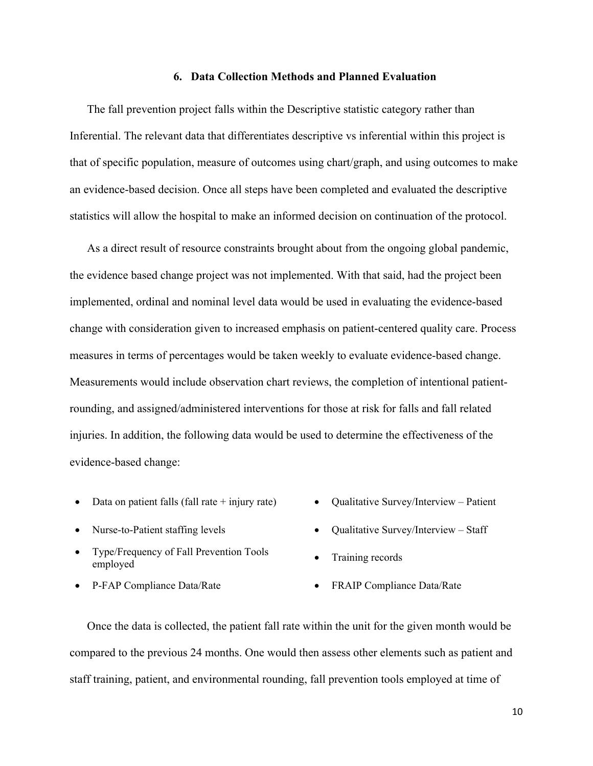## 6. Data Collection Methods and Planned Evaluation

The fall prevention project falls within the Descriptive statistic category rather than Inferential. The relevant data that differentiates descriptive vs inferential within this project is that of specific population, measure of outcomes using chart/graph, and using outcomes to make an evidence-based decision. Once all steps have been completed and evaluated the descriptive statistics will allow the hospital to make an informed decision on continuation of the protocol.

As a direct result of resource constraints brought about from the ongoing global pandemic, the evidence based change project was not implemented. With that said, had the project been implemented, ordinal and nominal level data would be used in evaluating the evidence-based change with consideration given to increased emphasis on patient-centered quality care. Process measures in terms of percentages would be taken weekly to evaluate evidence-based change. Measurements would include observation chart reviews, the completion of intentional patient-rounding, and assigned/administered interventions for those at risk for falls and fall related injuries. In addition, the following data would be used to determine the effectiveness of the evidence-based change:

- Data on patient falls (fall rate + injury rate)
- Nurse-to-Patient staffing levels
- Type/Frequency of Fall Prevention Tools employed
- P-FAP Compliance Data/Rate
- Qualitative Survey/Interview – Patient
- Qualitative Survey/Interview – Staff
- Training records
- FRAIP Compliance Data/Rate

Once the data is collected, the patient fall rate within the unit for the given month would be compared to the previous 24 months. One would then assess other elements such as patient and staff training, patient, and environmental rounding, fall prevention tools employed at time of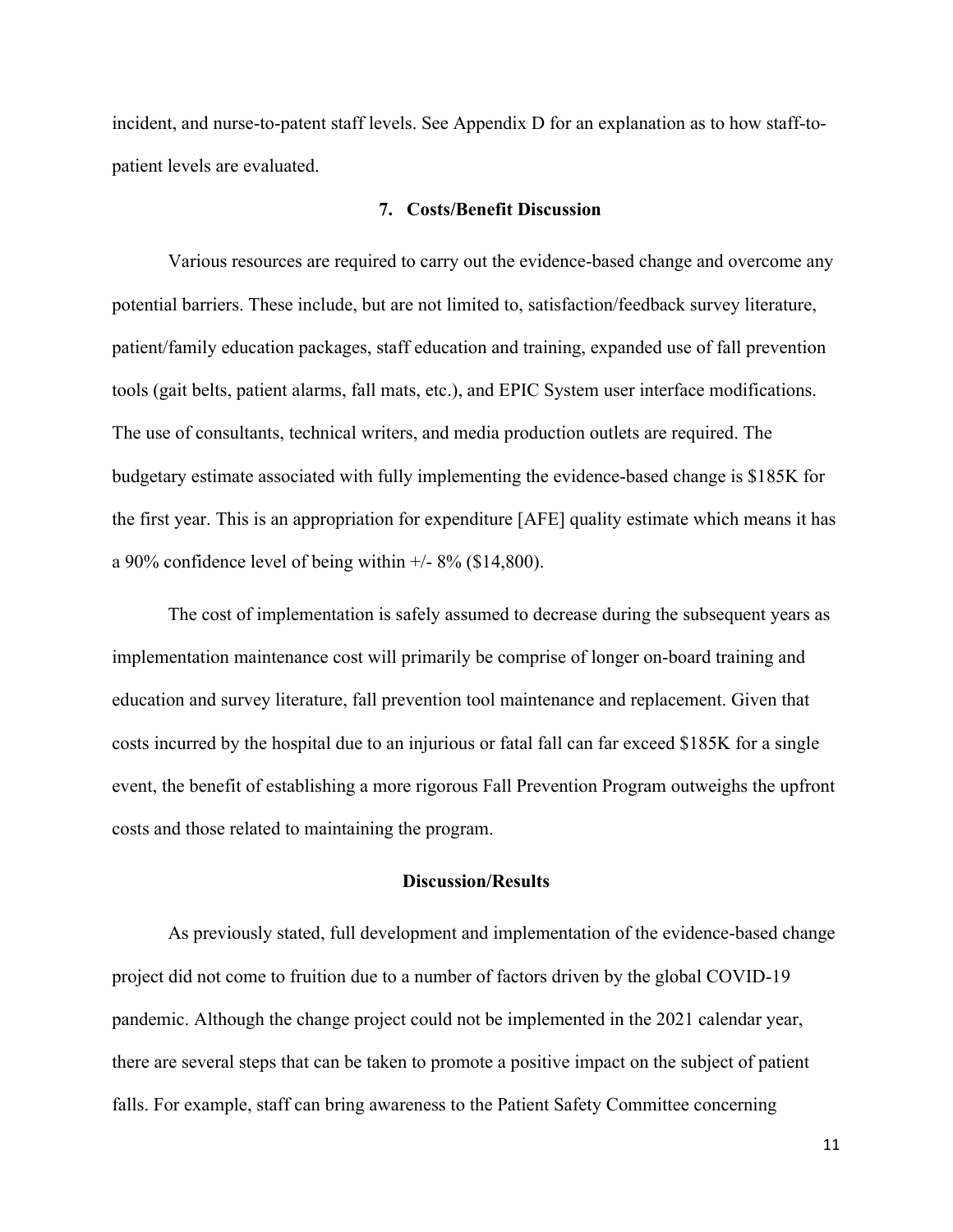incident, and nurse-to-patent staff levels. See Appendix D for an explanation as to how staff-to-patient levels are evaluated.

### 7. Costs/Benefit Discussion

Various resources are required to carry out the evidence-based change and overcome any potential barriers. These include, but are not limited to, satisfaction/feedback survey literature, patient/family education packages, staff education and training, expanded use of fall prevention tools (gait belts, patient alarms, fall mats, etc.), and EPIC System user interface modifications. The use of consultants, technical writers, and media production outlets are required. The budgetary estimate associated with fully implementing the evidence-based change is $185K for the first year. This is an appropriation for expenditure [AFE] quality estimate which means it has a 90% confidence level of being within +/- 8% ($14,800).

The cost of implementation is safely assumed to decrease during the subsequent years as implementation maintenance cost will primarily be comprise of longer on-board training and education and survey literature, fall prevention tool maintenance and replacement. Given that costs incurred by the hospital due to an injurious or fatal fall can far exceed $185K for a single event, the benefit of establishing a more rigorous Fall Prevention Program outweighs the upfront costs and those related to maintaining the program.

## Discussion/Results

As previously stated, full development and implementation of the evidence-based change project did not come to fruition due to a number of factors driven by the global COVID-19 pandemic. Although the change project could not be implemented in the 2021 calendar year, there are several steps that can be taken to promote a positive impact on the subject of patient falls. For example, staff can bring awareness to the Patient Safety Committee concerning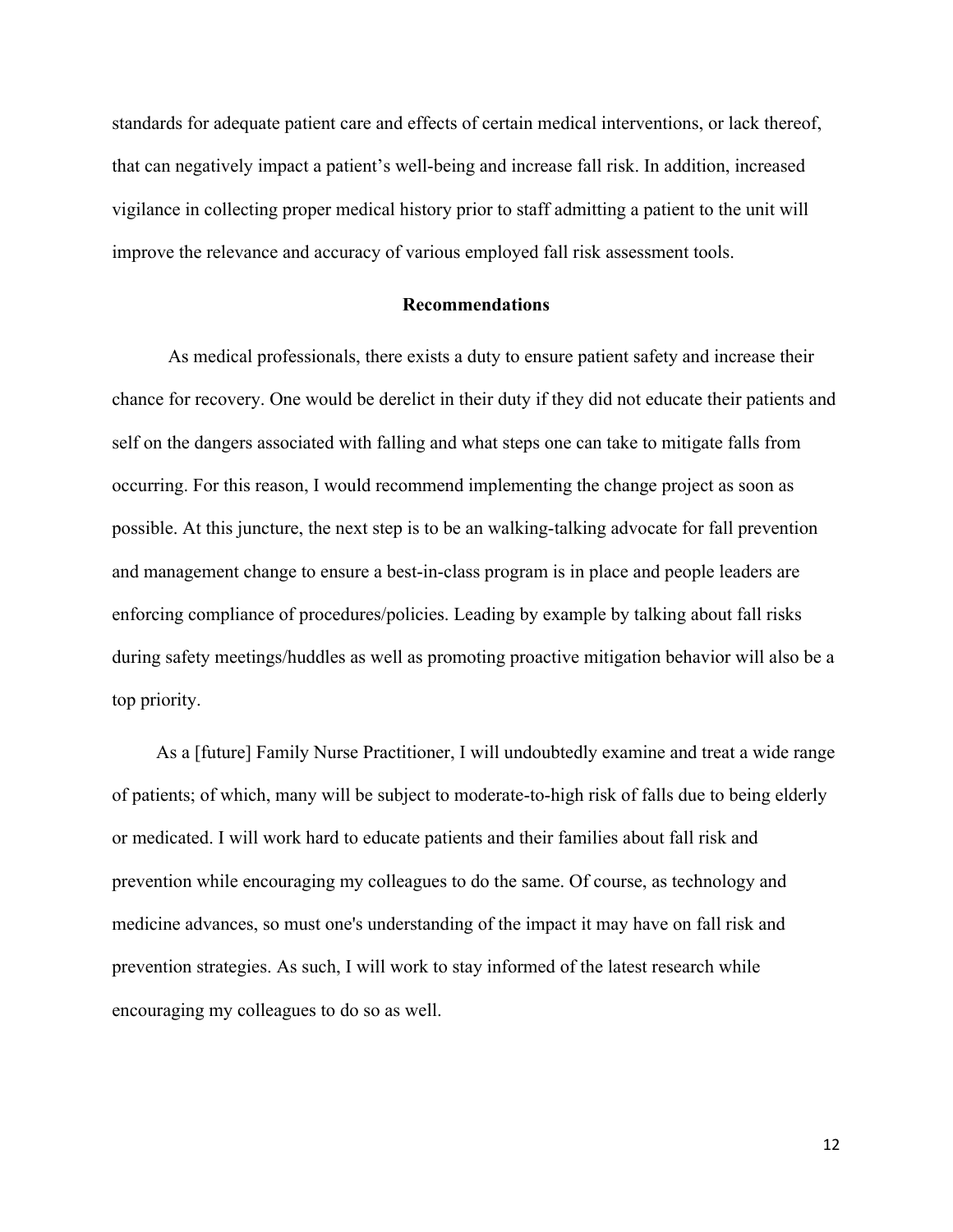standards for adequate patient care and effects of certain medical interventions, or lack thereof, that can negatively impact a patient's well-being and increase fall risk. In addition, increased vigilance in collecting proper medical history prior to staff admitting a patient to the unit will improve the relevance and accuracy of various employed fall risk assessment tools.

## Recommendations

As medical professionals, there exists a duty to ensure patient safety and increase their chance for recovery. One would be derelict in their duty if they did not educate their patients and self on the dangers associated with falling and what steps one can take to mitigate falls from occurring. For this reason, I would recommend implementing the change project as soon as possible. At this juncture, the next step is to be an walking-talking advocate for fall prevention and management change to ensure a best-in-class program is in place and people leaders are enforcing compliance of procedures/policies. Leading by example by talking about fall risks during safety meetings/huddles as well as promoting proactive mitigation behavior will also be a top priority.

As a [future] Family Nurse Practitioner, I will undoubtedly examine and treat a wide range of patients; of which, many will be subject to moderate-to-high risk of falls due to being elderly or medicated. I will work hard to educate patients and their families about fall risk and prevention while encouraging my colleagues to do the same. Of course, as technology and medicine advances, so must one's understanding of the impact it may have on fall risk and prevention strategies. As such, I will work to stay informed of the latest research while encouraging my colleagues to do so as well.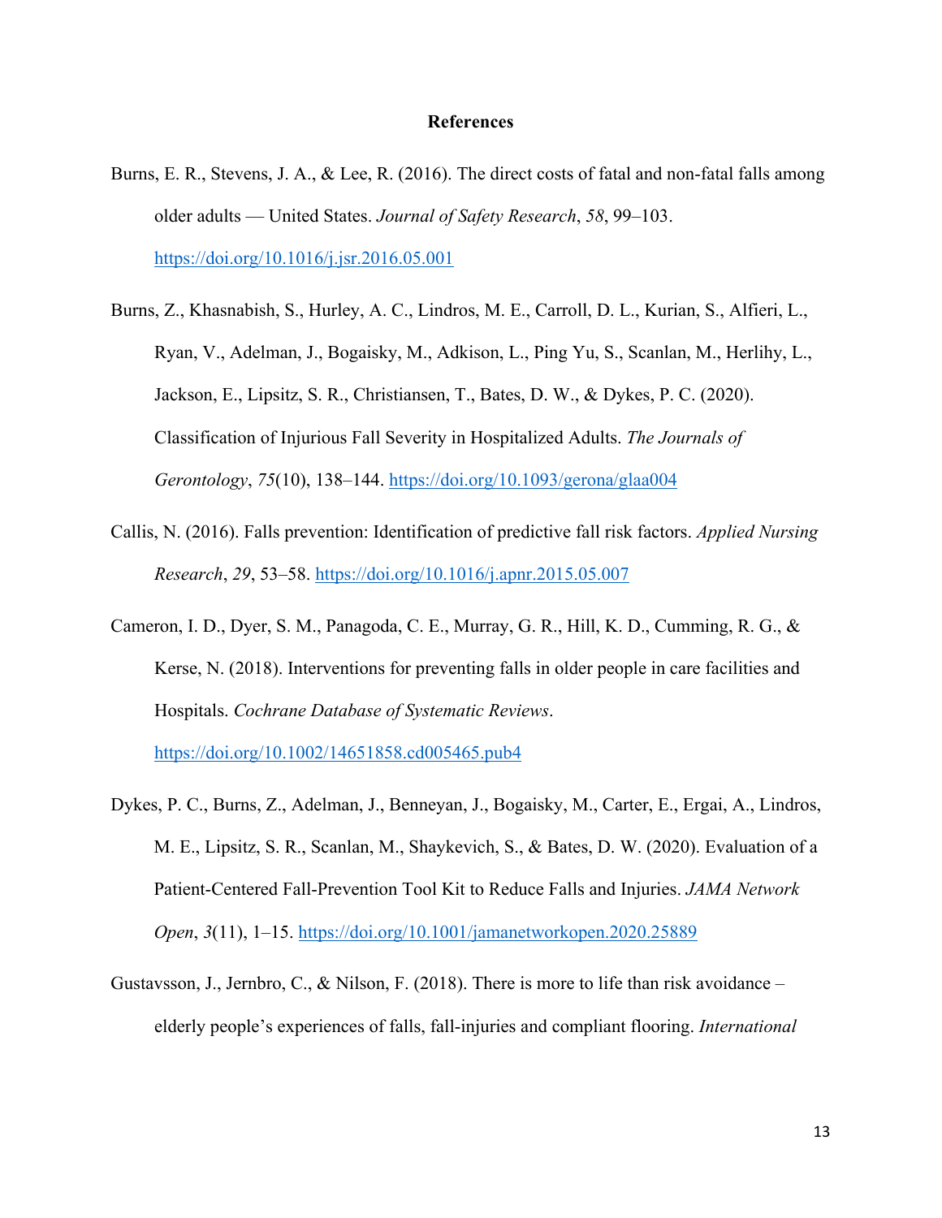## References

Burns, E. R., Stevens, J. A., & Lee, R. (2016). The direct costs of fatal and non-fatal falls among older adults — United States. *Journal of Safety Research*, *58*, 99–103. https://doi.org/10.1016/j.jsr.2016.05.001

Burns, Z., Khasnabish, S., Hurley, A. C., Lindros, M. E., Carroll, D. L., Kurian, S., Alfieri, L., Ryan, V., Adelman, J., Bogaisky, M., Adkison, L., Ping Yu, S., Scanlan, M., Herlihy, L., Jackson, E., Lipsitz, S. R., Christiansen, T., Bates, D. W., & Dykes, P. C. (2020). Classification of Injurious Fall Severity in Hospitalized Adults. *The Journals of Gerontology*, *75*(10), 138–144. https://doi.org/10.1093/gerona/glaa004

Callis, N. (2016). Falls prevention: Identification of predictive fall risk factors. *Applied Nursing Research*, *29*, 53–58. https://doi.org/10.1016/j.apnr.2015.05.007

Cameron, I. D., Dyer, S. M., Panagoda, C. E., Murray, G. R., Hill, K. D., Cumming, R. G., & Kerse, N. (2018). Interventions for preventing falls in older people in care facilities and Hospitals. *Cochrane Database of Systematic Reviews*. https://doi.org/10.1002/14651858.cd005465.pub4

Dykes, P. C., Burns, Z., Adelman, J., Benneyan, J., Bogaisky, M., Carter, E., Ergai, A., Lindros, M. E., Lipsitz, S. R., Scanlan, M., Shaykevich, S., & Bates, D. W. (2020). Evaluation of a Patient-Centered Fall-Prevention Tool Kit to Reduce Falls and Injuries. *JAMA Network Open*, *3*(11), 1–15. https://doi.org/10.1001/jamanetworkopen.2020.25889

Gustavsson, J., Jernbro, C., & Nilson, F. (2018). There is more to life than risk avoidance – elderly people's experiences of falls, fall-injuries and compliant flooring. *International*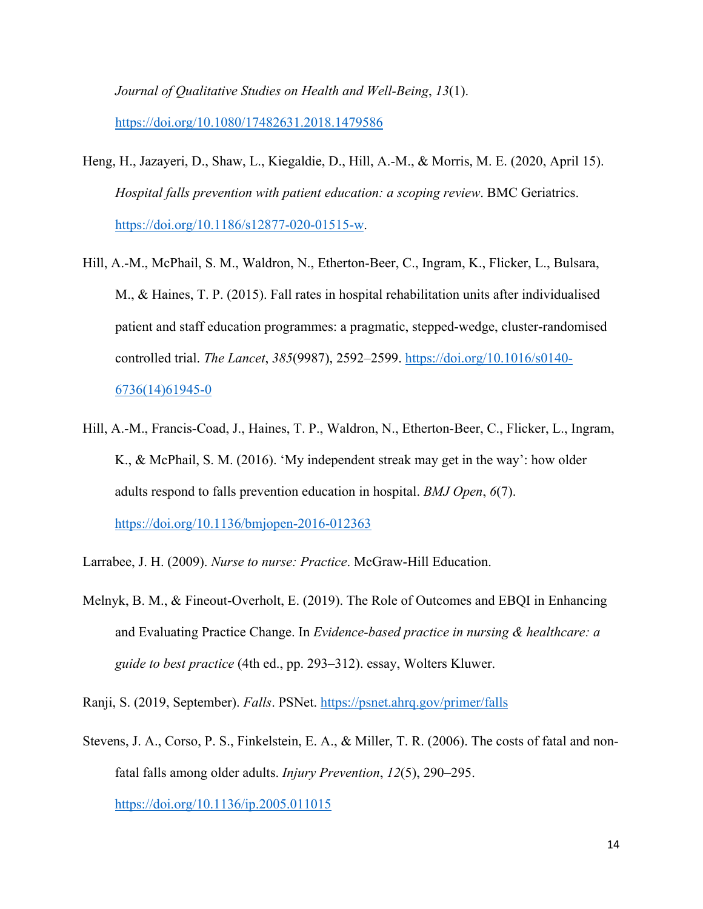*Journal of Qualitative Studies on Health and Well-Being*, *13*(1). https://doi.org/10.1080/17482631.2018.1479586

Heng, H., Jazayeri, D., Shaw, L., Kiegaldie, D., Hill, A.-M., & Morris, M. E. (2020, April 15). *Hospital falls prevention with patient education: a scoping review*. BMC Geriatrics. https://doi.org/10.1186/s12877-020-01515-w.

Hill, A.-M., McPhail, S. M., Waldron, N., Etherton-Beer, C., Ingram, K., Flicker, L., Bulsara, M., & Haines, T. P. (2015). Fall rates in hospital rehabilitation units after individualised patient and staff education programmes: a pragmatic, stepped-wedge, cluster-randomised controlled trial. *The Lancet*, *385*(9987), 2592–2599. https://doi.org/10.1016/s0140-6736(14)61945-0

Hill, A.-M., Francis-Coad, J., Haines, T. P., Waldron, N., Etherton-Beer, C., Flicker, L., Ingram, K., & McPhail, S. M. (2016). 'My independent streak may get in the way': how older adults respond to falls prevention education in hospital. *BMJ Open*, *6*(7). https://doi.org/10.1136/bmjopen-2016-012363

Larrabee, J. H. (2009). *Nurse to nurse: Practice*. McGraw-Hill Education.

Melnyk, B. M., & Fineout-Overholt, E. (2019). The Role of Outcomes and EBQI in Enhancing and Evaluating Practice Change. In *Evidence-based practice in nursing & healthcare: a guide to best practice* (4th ed., pp. 293–312). essay, Wolters Kluwer.

Ranji, S. (2019, September). *Falls*. PSNet. https://psnet.ahrq.gov/primer/falls

Stevens, J. A., Corso, P. S., Finkelstein, E. A., & Miller, T. R. (2006). The costs of fatal and non-fatal falls among older adults. *Injury Prevention*, *12*(5), 290–295. https://doi.org/10.1136/ip.2005.011015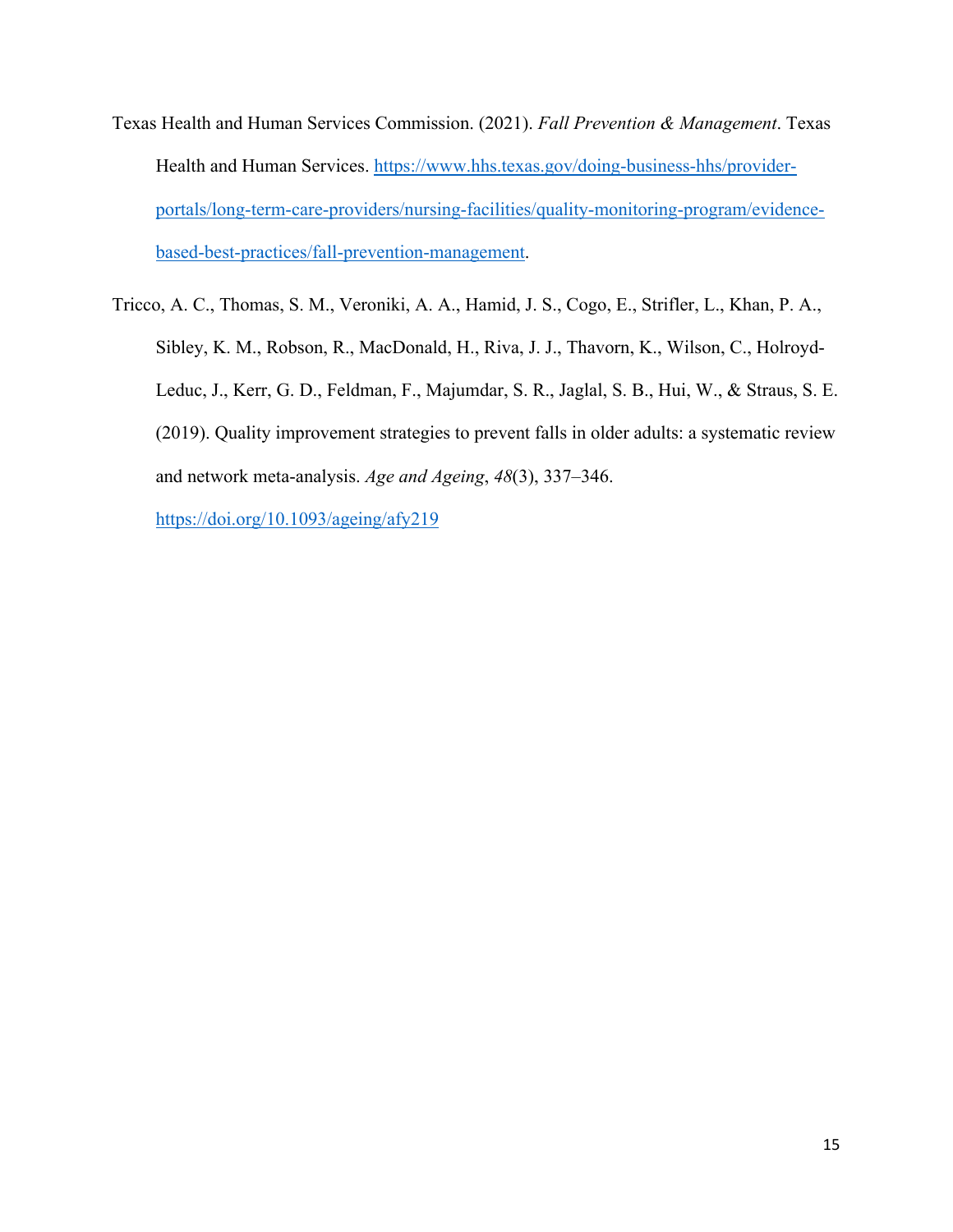Texas Health and Human Services Commission. (2021). *Fall Prevention & Management*. Texas Health and Human Services. https://www.hhs.texas.gov/doing-business-hhs/provider-portals/long-term-care-providers/nursing-facilities/quality-monitoring-program/evidence-based-best-practices/fall-prevention-management.

Tricco, A. C., Thomas, S. M., Veroniki, A. A., Hamid, J. S., Cogo, E., Strifler, L., Khan, P. A., Sibley, K. M., Robson, R., MacDonald, H., Riva, J. J., Thavorn, K., Wilson, C., Holroyd-Leduc, J., Kerr, G. D., Feldman, F., Majumdar, S. R., Jaglal, S. B., Hui, W., & Straus, S. E. (2019). Quality improvement strategies to prevent falls in older adults: a systematic review and network meta-analysis. *Age and Ageing*, *48*(3), 337–346. https://doi.org/10.1093/ageing/afy219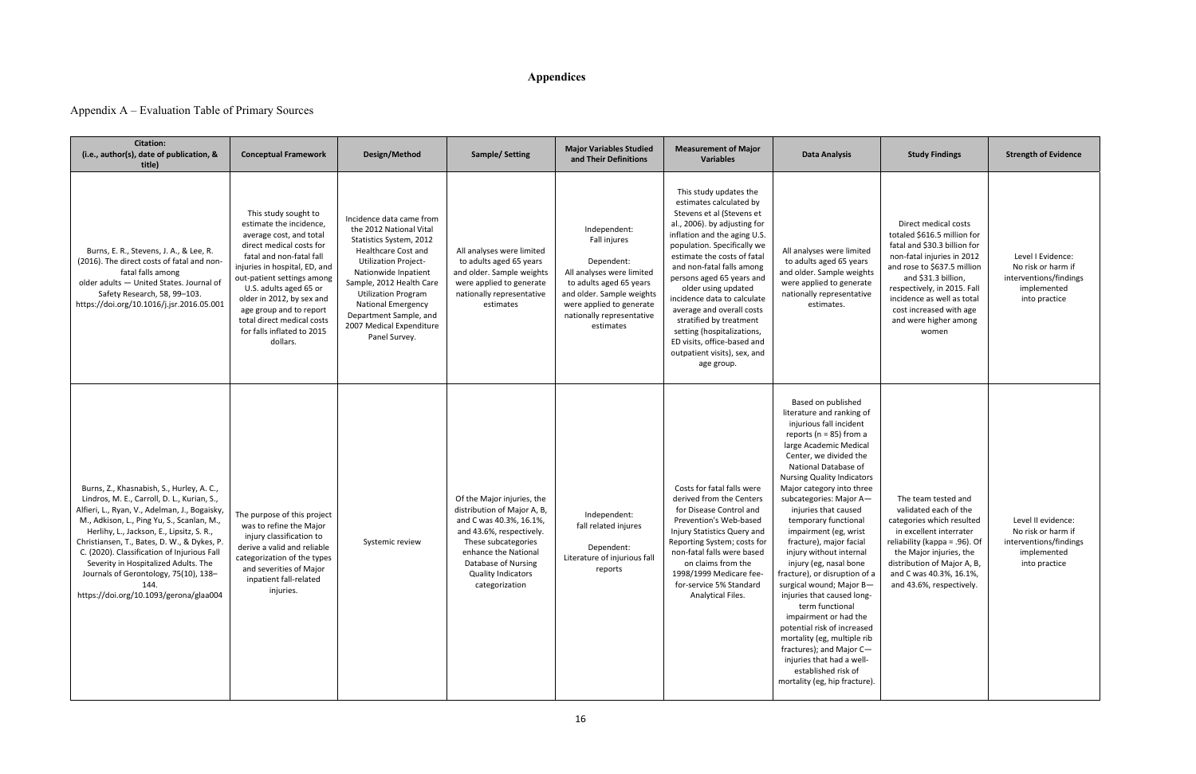# Appendices

## Appendix A – Evaluation Table of Primary Sources

| Citation: (i.e., author(s), date of publication, & title) | Conceptual Framework | Design/Method | Sample/ Setting | Major Variables Studied and Their Definitions | Measurement of Major Variables | Data Analysis | Study Findings | Strength of Evidence |
|---|---|---|---|---|---|---|---|---|
| Burns, E. R., Stevens, J. A., & Lee, R. (2016). The direct costs of fatal and non-fatal falls among older adults — United States. Journal of Safety Research, 58, 99–103. https://doi.org/10.1016/j.jsr.2016.05.001 | This study sought to estimate the incidence, average cost, and total direct medical costs for fatal and non-fatal fall injuries in hospital, ED, and out-patient settings among U.S. adults aged 65 or older in 2012, by sex and age group and to report total direct medical costs for falls inflated to 2015 dollars. | Incidence data came from the 2012 National Vital Statistics System, 2012 Healthcare Cost and Utilization Project-Nationwide Inpatient Sample, 2012 Health Care Utilization Program National Emergency Department Sample, and 2007 Medical Expenditure Panel Survey. | All analyses were limited to adults aged 65 years and older. Sample weights were applied to generate nationally representative estimates | Independent: Fall injures<br><br>Dependent: All analyses were limited to adults aged 65 years and older. Sample weights were applied to generate nationally representative estimates | This study updates the estimates calculated by Stevens et al (Stevens et al., 2006). by adjusting for inflation and the aging U.S. population. Specifically we estimate the costs of fatal and non-fatal falls among persons aged 65 years and older using updated incidence data to calculate average and overall costs stratified by treatment setting (hospitalizations, ED visits, office-based and outpatient visits), sex, and age group. | All analyses were limited to adults aged 65 years and older. Sample weights were applied to generate nationally representative estimates. | Direct medical costs totaled $616.5 million for fatal and $30.3 billion for non-fatal injuries in 2012 and rose to $637.5 million and $31.3 billion, respectively, in 2015. Fall incidence as well as total cost increased with age and were higher among women | Level I Evidence: No risk or harm if interventions/findings implemented into practice |
| Burns, Z., Khasnabish, S., Hurley, A. C., Lindros, M. E., Carroll, D. L., Kurian, S., Alfieri, L., Ryan, V., Adelman, J., Bogaisky, M., Adkison, L., Ping Yu, S., Scanlan, M., Herlihy, L., Jackson, E., Lipsitz, S. R., Christiansen, T., Bates, D. W., & Dykes, P. C. (2020). Classification of Injurious Fall Severity in Hospitalized Adults. The Journals of Gerontology, 75(10), 138–144. https://doi.org/10.1093/gerona/glaa004 | The purpose of this project was to refine the Major injury classification to derive a valid and reliable categorization of the types and severities of Major inpatient fall-related injuries. | Systemic review | Of the Major injuries, the distribution of Major A, B, and C was 40.3%, 16.1%, and 43.6%, respectively. These subcategories enhance the National Database of Nursing Quality Indicators categorization | Independent: fall related injures<br><br>Dependent: Literature of injurious fall reports | Costs for fatal falls were derived from the Centers for Disease Control and Prevention's Web-based Injury Statistics Query and Reporting System; costs for non-fatal falls were based on claims from the 1998/1999 Medicare fee-for-service 5% Standard Analytical Files. | Based on published literature and ranking of injurious fall incident reports (n = 85) from a large Academic Medical Center, we divided the National Database of Nursing Quality Indicators Major category into three subcategories: Major A—injuries that caused temporary functional impairment (eg, wrist fracture), major facial injury (eg, nasal bone fracture), or disruption of a surgical wound; Major B—injuries that caused long-term functional impairment or had the potential risk of increased mortality (eg, multiple rib fractures); and Major C—injuries that had a well-established risk of mortality (eg, hip fracture). | The team tested and validated each of the categories which resulted in excellent interrater reliability (kappa = .96). Of the Major injuries, the distribution of Major A, B, and C was 40.3%, 16.1%, and 43.6%, respectively. | Level II evidence: No risk or harm if interventions/findings implemented into practice |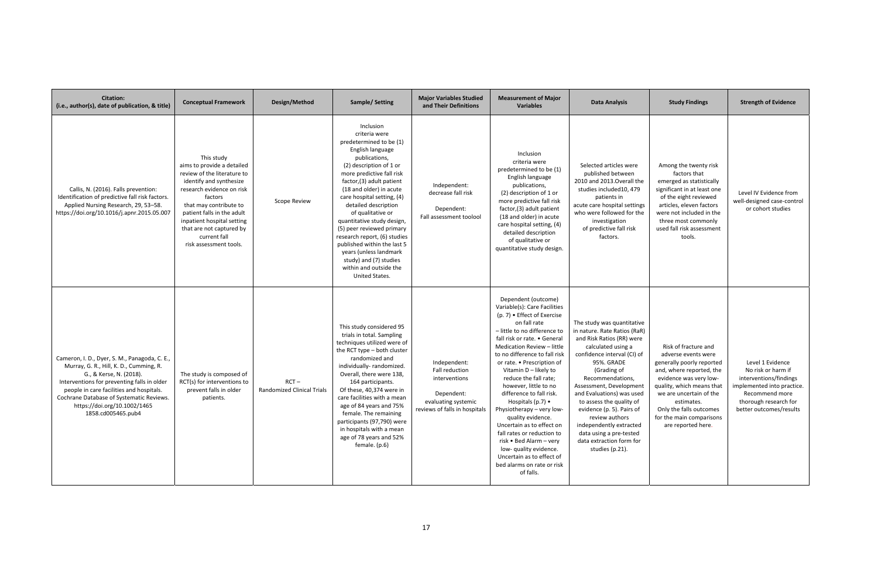| Citation: (i.e., author(s), date of publication, & title) | Conceptual Framework | Design/Method | Sample/ Setting | Major Variables Studied and Their Definitions | Measurement of Major Variables | Data Analysis | Study Findings | Strength of Evidence |
|---|---|---|---|---|---|---|---|---|
| Callis, N. (2016). Falls prevention: Identification of predictive fall risk factors. Applied Nursing Research, 29, 53–58. https://doi.org/10.1016/j.apnr.2015.05.007 | This study aims to provide a detailed review of the literature to identify and synthesize research evidence on risk factors that may contribute to patient falls in the adult inpatient hospital setting that are not captured by current fall risk assessment tools. | Scope Review | Inclusion criteria were predetermined to be (1) English language publications, (2) description of 1 or more predictive fall risk factor,(3) adult patient (18 and older) in acute care hospital setting, (4) detailed description of qualitative or quantitative study design, (5) peer reviewed primary research report, (6) studies published within the last 5 years (unless landmark study) and (7) studies within and outside the United States. | Independent: decrease fall risk<br><br>Dependent: Fall assessment toolool | Inclusion criteria were predetermined to be (1) English language publications, (2) description of 1 or more predictive fall risk factor,(3) adult patient (18 and older) in acute care hospital setting, (4) detailed description of qualitative or quantitative study design. | Selected articles were published between 2010 and 2013.Overall the studies included10, 479 patients in acute care hospital settings who were followed for the investigation of predictive fall risk factors. | Among the twenty risk factors that emerged as statistically significant in at least one of the eight reviewed articles, eleven factors were not included in the three most commonly used fall risk assessment tools. | Level IV Evidence from well-designed case-control or cohort studies |
| Cameron, I. D., Dyer, S. M., Panagoda, C. E., Murray, G. R., Hill, K. D., Cumming, R. G., & Kerse, N. (2018). Interventions for preventing falls in older people in care facilities and hospitals. Cochrane Database of Systematic Reviews. https://doi.org/10.1002/1465 1858.cd005465.pub4 | The study is composed of RCT(s) for interventions to prevent falls in older patients. | RCT – Randomized Clinical Trials | This study considered 95 trials in total. Sampling techniques utilized were of the RCT type – both cluster randomized and individually- randomized. Overall, there were 138, 164 participants. Of these, 40,374 were in care facilities with a mean age of 84 years and 75% female. The remaining participants (97,790) were in hospitals with a mean age of 78 years and 52% female. (p.6) | Independent: Fall reduction interventions<br><br>Dependent: evaluating systemic reviews of falls in hospitals | Dependent (outcome) Variable(s): Care Facilities (p. 7) • Effect of Exercise on fall rate – little to no difference to fall risk or rate. • General Medication Review – little to no difference to fall risk or rate. • Prescription of Vitamin D – likely to reduce the fall rate; however, little to no difference to fall risk. Hospitals (p.7) • Physiotherapy – very low-quality evidence. Uncertain as to effect on fall rates or reduction to risk • Bed Alarm – very low- quality evidence. Uncertain as to effect of bed alarms on rate or risk of falls. | The study was quantitative in nature. Rate Ratios (RaR) and Risk Ratios (RR) were calculated using a confidence interval (CI) of 95%. GRADE (Grading of Recommendations, Assessment, Development and Evaluations) was used to assess the quality of evidence (p. 5). Pairs of review authors independently extracted data using a pre-tested data extraction form for studies (p.21). | Risk of fracture and adverse events were generally poorly reported and, where reported, the evidence was very low-quality, which means that we are uncertain of the estimates. Only the falls outcomes for the main comparisons are reported here. | Level 1 Evidence No risk or harm if interventions/findings implemented into practice. Recommend more thorough research for better outcomes/results |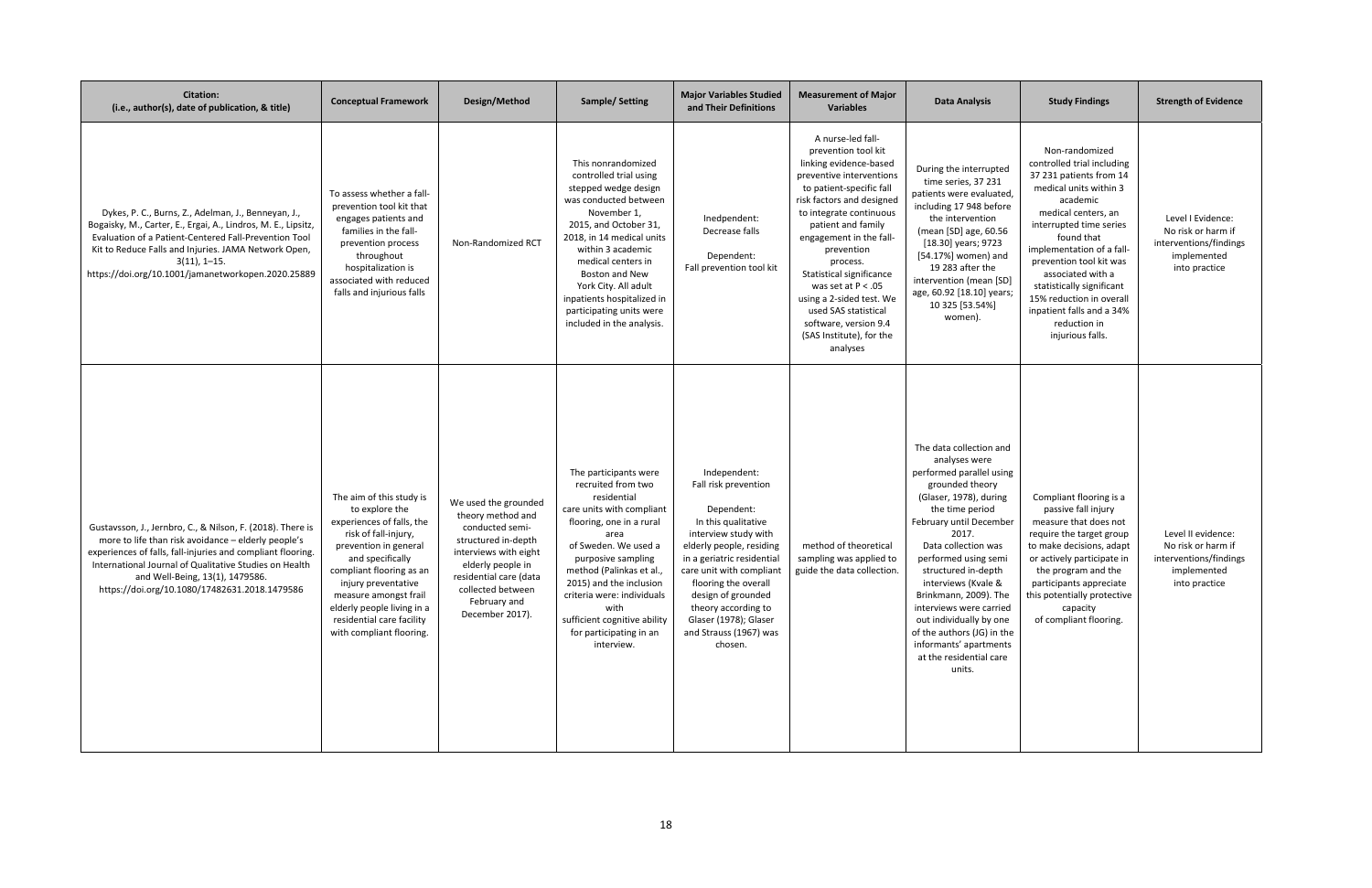| Citation: (i.e., author(s), date of publication, & title) | Conceptual Framework | Design/Method | Sample/ Setting | Major Variables Studied and Their Definitions | Measurement of Major Variables | Data Analysis | Study Findings | Strength of Evidence |
|---|---|---|---|---|---|---|---|---|
| Dykes, P. C., Burns, Z., Adelman, J., Benneyan, J., Bogaisky, M., Carter, E., Ergai, A., Lindros, M. E., Lipsitz, Evaluation of a Patient-Centered Fall-Prevention Tool Kit to Reduce Falls and Injuries. JAMA Network Open, 3(11), 1–15. https://doi.org/10.1001/jamanetworkopen.2020.25889 | To assess whether a fall-prevention tool kit that engages patients and families in the fall-prevention process throughout hospitalization is associated with reduced falls and injurious falls | Non-Randomized RCT | This nonrandomized controlled trial using stepped wedge design was conducted between November 1, 2015, and October 31, 2018, in 14 medical units within 3 academic medical centers in Boston and New York City. All adult inpatients hospitalized in participating units were included in the analysis. | Inedpendent: Decrease falls<br><br>Dependent: Fall prevention tool kit | A nurse-led fall-prevention tool kit linking evidence-based preventive interventions to patient-specific fall risk factors and designed to integrate continuous patient and family engagement in the fall-prevention process. Statistical significance was set at $P < .05$ using a 2-sided test. We used SAS statistical software, version 9.4 (SAS Institute), for the analyses | During the interrupted time series, 37 231 patients were evaluated, including 17 948 before the intervention (mean [SD] age, 60.56 [18.30] years; 9723 [54.17%] women) and 19 283 after the intervention (mean [SD] age, 60.92 [18.10] years; 10 325 [53.54%] women). | Non-randomized controlled trial including 37 231 patients from 14 medical units within 3 academic medical centers, an interrupted time series found that implementation of a fall-prevention tool kit was associated with a statistically significant 15% reduction in overall inpatient falls and a 34% reduction in injurious falls. | Level I Evidence: No risk or harm if interventions/findings implemented into practice |
| Gustavsson, J., Jernbro, C., & Nilson, F. (2018). There is more to life than risk avoidance – elderly people's experiences of falls, fall-injuries and compliant flooring. International Journal of Qualitative Studies on Health and Well-Being, 13(1), 1479586. https://doi.org/10.1080/17482631.2018.1479586 | The aim of this study is to explore the experiences of falls, the risk of fall-injury, prevention in general and specifically compliant flooring as an injury preventative measure amongst frail elderly people living in a residential care facility with compliant flooring. | We used the grounded theory method and conducted semi-structured in-depth interviews with eight elderly people in residential care (data collected between February and December 2017). | The participants were recruited from two residential care units with compliant flooring, one in a rural area of Sweden. We used a purposive sampling method (Palinkas et al., 2015) and the inclusion criteria were: individuals with sufficient cognitive ability for participating in an interview. | Independent: Fall risk prevention<br><br>Dependent: In this qualitative interview study with elderly people, residing in a geriatric residential care unit with compliant flooring the overall design of grounded theory according to Glaser (1978); Glaser and Strauss (1967) was chosen. | method of theoretical sampling was applied to guide the data collection. | The data collection and analyses were performed parallel using grounded theory (Glaser, 1978), during the time period February until December 2017. Data collection was performed using semi structured in-depth interviews (Kvale & Brinkmann, 2009). The interviews were carried out individually by one of the authors (JG) in the informants' apartments at the residential care units. | Compliant flooring is a passive fall injury measure that does not require the target group to make decisions, adapt or actively participate in the program and the participants appreciate this potentially protective capacity of compliant flooring. | Level II evidence: No risk or harm if interventions/findings implemented into practice |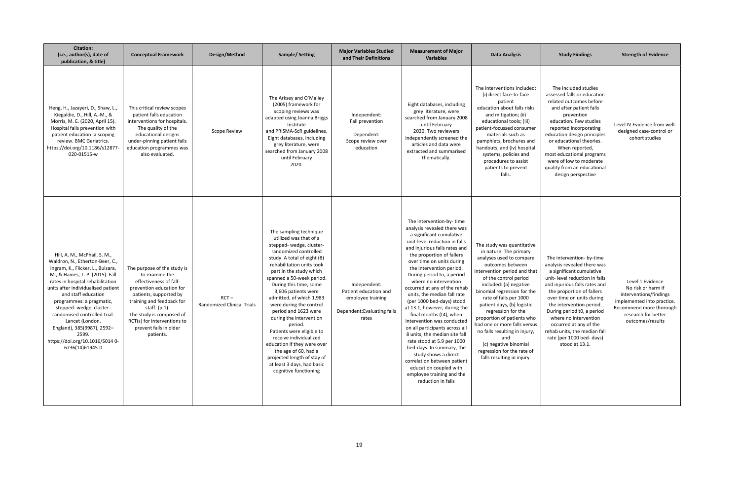| Citation: (i.e., author(s), date of publication, & title) | Conceptual Framework | Design/Method | Sample/ Setting | Major Variables Studied and Their Definitions | Measurement of Major Variables | Data Analysis | Study Findings | Strength of Evidence |
|---|---|---|---|---|---|---|---|---|
| Heng, H., Jazayeri, D., Shaw, L., Kiegaldie, D., Hill, A.-M., & Morris, M. E. (2020, April 15). Hospital falls prevention with patient education: a scoping review. BMC Geriatrics. https://doi.org/10.1186/s12877-020-01515-w | This critical review scopes patient falls education interventions for hospitals. The quality of the educational designs under-pinning patient falls education programmes was also evaluated. | Scope Review | The Arksey and O'Malley (2005) framework for scoping reviews was adapted using Joanna Briggs Institute and PRISMA-ScR guidelines. Eight databases, including grey literature, were searched from January 2008 until February 2020. | Independent: Fall prevention<br><br>Dependent: Scope review over education | Eight databases, including grey literature, were searched from January 2008 until February 2020. Two reviewers independently screened the articles and data were extracted and summarised thematically. | The interventions included: (i) direct face-to-face patient education about falls risks and mitigation; (ii) educational tools; (iii) patient-focussed consumer materials such as pamphlets, brochures and handouts; and (iv) hospital systems, policies and procedures to assist patients to prevent falls. | The included studies assessed falls or education related outcomes before and after patient falls prevention education. Few studies reported incorporating education design principles or educational theories. When reported, most educational programs were of low to moderate quality from an educational design perspective | Level IV Evidence from well-designed case-control or cohort studies |
| Hill, A. M., McPhail, S. M., Waldron, N., Etherton-Beer, C., Ingram, K., Flicker, L., Bulsara, M., & Haines, T. P. (2015). Fall rates in hospital rehabilitation units after individualised patient and staff education programmes: a pragmatic, stepped- wedge, cluster-randomised controlled trial. Lancet (London, England), 385(9987), 2592–2599. https://doi.org/10.1016/S014 0-6736(14)61945-0 | The purpose of the study is to examine the effectiveness of fall-prevention education for patients, supported by training and feedback for staff. (p.1). The study is composed of RCT(s) for interventions to prevent falls in older patients. | RCT – Randomized Clinical Trials | The sampling technique utilized was that of a stepped- wedge, cluster-randomized controlled study. A total of eight (8) rehabilitation units took part in the study which spanned a 50-week period. During this time, some 3,606 patients were admitted, of which 1,983 were during the control period and 1623 were during the intervention period. Patients were eligible to receive individualized education if they were over the age of 60, had a projected length of stay of at least 3 days, had basic cognitive functioning | Independent: Patient education and employee training<br><br>Dependent: Evaluating falls rates | The intervention-by- time analysis revealed there was a significant cumulative unit-level reduction in falls and injurious falls rates and the proportion of fallers over time on units during the intervention period. During period to, a period where no intervention occurred at any of the rehab units, the median fall rate (per 1000 bed-days) stood at 13.1; however, during the final months (t4), when intervention was conducted on all participants across all 8 units, the median site fall rate stood at 5.9 per 1000 bed-days. In summary, the study shows a direct correlation between patient education coupled with employee training and the reduction in falls | The study was quantitative in nature. The primary analyses used to compare outcomes between intervention period and that of the control period included: (a) negative binomial regression for the rate of falls per 1000 patient days, (b) logistic regression for the proportion of patients who had one or more falls versus no falls resulting in injury, and (c) negative binomial regression for the rate of falls resulting in injury. | The intervention- by-time analysis revealed there was a significant cumulative unit- level reduction in falls and injurious falls rates and the proportion of fallers over time on units during the intervention period. During period t0, a period where no intervention occurred at any of the rehab units, the median fall rate (per 1000 bed- days) stood at 13.1. | Level 1 Evidence No risk or harm if interventions/findings implemented into practice. Recommend more thorough research for better outcomes/results |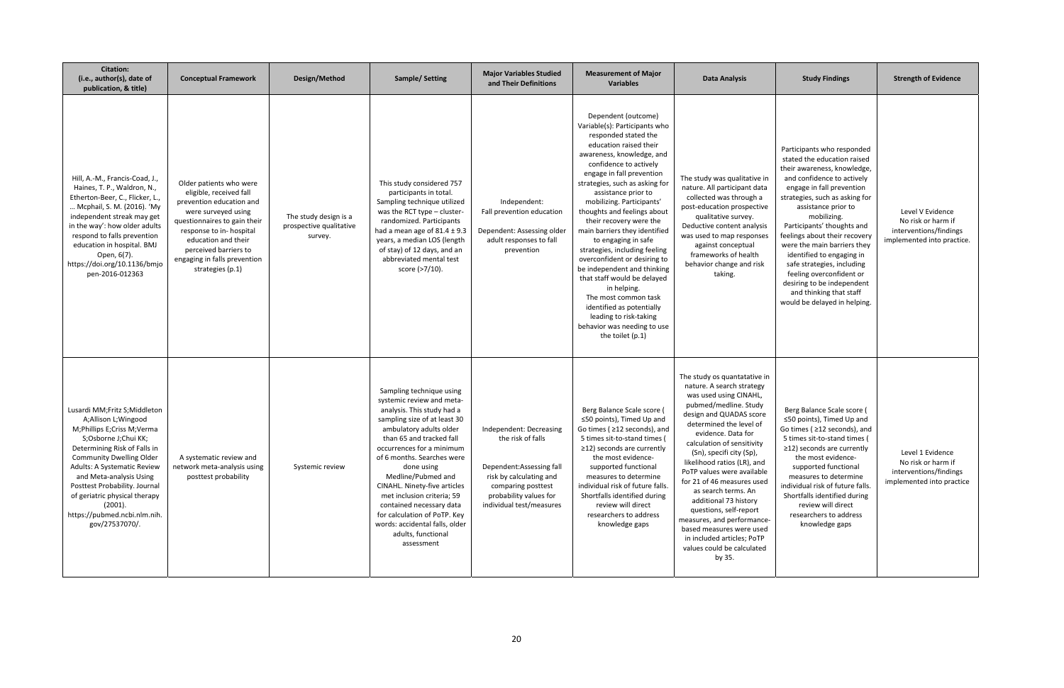| Citation: (i.e., author(s), date of publication, & title) | Conceptual Framework | Design/Method | Sample/ Setting | Major Variables Studied and Their Definitions | Measurement of Major Variables | Data Analysis | Study Findings | Strength of Evidence |
|---|---|---|---|---|---|---|---|---|
| Hill, A.-M., Francis-Coad, J., Haines, T. P., Waldron, N., Etherton-Beer, C., Flicker, L., … Mcphail, S. M. (2016). 'My independent streak may get in the way': how older adults respond to falls prevention education in hospital. BMJ Open, 6(7). https://doi.org/10.1136/bmjopen-2016-012363 | Older patients who were eligible, received fall prevention education and were surveyed using questionnaires to gain their response to in- hospital education and their perceived barriers to engaging in falls prevention strategies (p.1) | The study design is a prospective qualitative survey. | This study considered 757 participants in total. Sampling technique utilized was the RCT type – cluster-randomized. Participants had a mean age of 81.4 ± 9.3 years, a median LOS (length of stay) of 12 days, and an abbreviated mental test score (>7/10). | Independent: Fall prevention education<br><br>Dependent: Assessing older adult responses to fall prevention | Dependent (outcome) Variable(s): Participants who responded stated the education raised their awareness, knowledge, and confidence to actively engage in fall prevention strategies, such as asking for assistance prior to mobilizing. Participants' thoughts and feelings about their recovery were the main barriers they identified to engaging in safe strategies, including feeling overconfident or desiring to be independent and thinking that staff would be delayed in helping. The most common task identified as potentially leading to risk-taking behavior was needing to use the toilet (p.1) | The study was qualitative in nature. All participant data collected was through a post-education prospective qualitative survey. Deductive content analysis was used to map responses against conceptual frameworks of health behavior change and risk taking. | Participants who responded stated the education raised their awareness, knowledge, and confidence to actively engage in fall prevention strategies, such as asking for assistance prior to mobilizing. Participants' thoughts and feelings about their recovery were the main barriers they identified to engaging in safe strategies, including feeling overconfident or desiring to be independent and thinking that staff would be delayed in helping. | Level V Evidence No risk or harm if interventions/findings implemented into practice. |
| Lusardi MM;Fritz S;Middleton A;Allison L;Wingood M;Phillips E;Criss M;Verma S;Osborne J;Chui KK; Determining Risk of Falls in Community Dwelling Older Adults: A Systematic Review and Meta-analysis Using Posttest Probability. Journal of geriatric physical therapy (2001). https://pubmed.ncbi.nlm.nih.gov/27537070/. | A systematic review and network meta-analysis using posttest probability | Systemic review | Sampling technique using systemic review and meta-analysis. This study had a sampling size of at least 30 ambulatory adults older than 65 and tracked fall occurrences for a minimum of 6 months. Searches were done using Medline/Pubmed and CINAHL. Ninety-five articles met inclusion criteria; 59 contained necessary data for calculation of PoTP. Key words: accidental falls, older adults, functional assessment | Independent: Decreasing the risk of falls<br><br>Dependent:Assessing fall risk by calculating and comparing posttest probability values for individual test/measures | Berg Balance Scale score ( ≤50 points), Timed Up and Go times ( ≥12 seconds), and 5 times sit-to-stand times ( ≥12) seconds are currently the most evidence-supported functional measures to determine individual risk of future falls. Shortfalls identified during review will direct researchers to address knowledge gaps | The study os quantatative in nature. A search strategy was used using CINAHL, pubmed/medline. Study design and QUADAS score determined the level of evidence. Data for calculation of sensitivity (Sn), specifi city (Sp), likelihood ratios (LR), and PoTP values were available for 21 of 46 measures used as search terms. An additional 73 history questions, self-report measures, and performance-based measures were used in included articles; PoTP values could be calculated by 35. | Berg Balance Scale score ( ≤50 points), Timed Up and Go times ( ≥12 seconds), and 5 times sit-to-stand times ( ≥12) seconds are currently the most evidence-supported functional measures to determine individual risk of future falls. Shortfalls identified during review will direct researchers to address knowledge gaps | Level 1 Evidence No risk or harm if interventions/findings implemented into practice |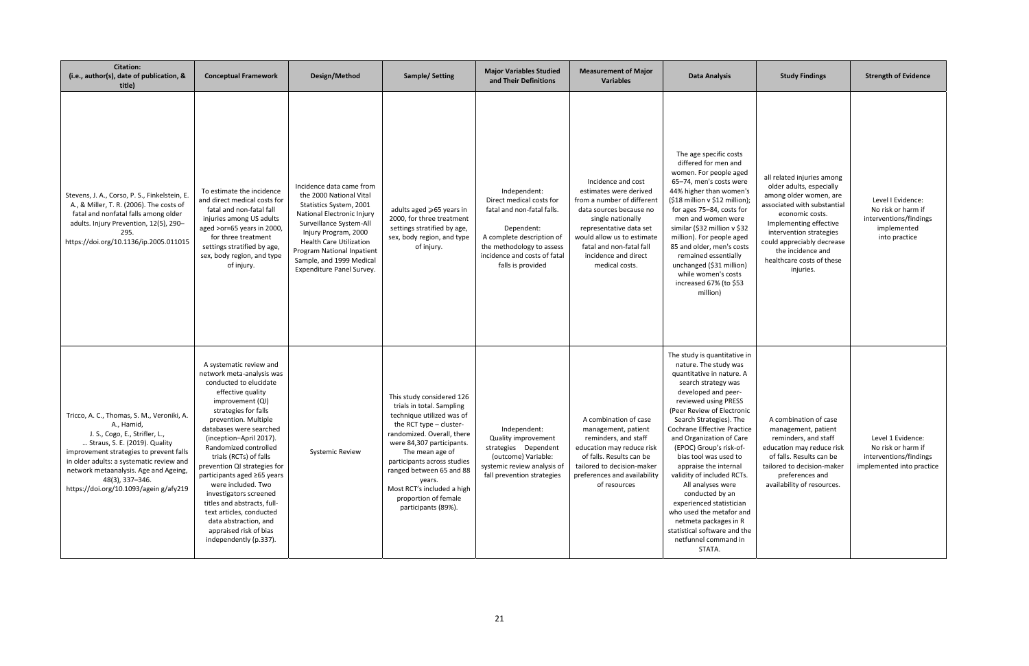| Citation: (i.e., author(s), date of publication, & title) | Conceptual Framework | Design/Method | Sample/ Setting | Major Variables Studied and Their Definitions | Measurement of Major Variables | Data Analysis | Study Findings | Strength of Evidence |
|---|---|---|---|---|---|---|---|---|
| Stevens, J. A., Corso, P. S., Finkelstein, E. A., & Miller, T. R. (2006). The costs of fatal and nonfatal falls among older adults. Injury Prevention, 12(5), 290–295. https://doi.org/10.1136/ip.2005.011015 | To estimate the incidence and direct medical costs for fatal and non-fatal fall injuries among US adults aged >or=65 years in 2000, for three treatment settings stratified by age, sex, body region, and type of injury. | Incidence data came from the 2000 National Vital Statistics System, 2001 National Electronic Injury Surveillance System-All Injury Program, 2000 Health Care Utilization Program National Inpatient Sample, and 1999 Medical Expenditure Panel Survey. | adults aged ⩾65 years in 2000, for three treatment settings stratified by age, sex, body region, and type of injury. | Independent: Direct medical costs for fatal and non-fatal falls. Dependent: A complete description of the methodology to assess incidence and costs of fatal falls is provided | Incidence and cost estimates were derived from a number of different data sources because no single nationally representative data set would allow us to estimate fatal and non-fatal fall incidence and direct medical costs. | The age specific costs differed for men and women. For people aged 65–74, men's costs were 44% higher than women's ($18 million v $12 million); for ages 75–84, costs for men and women were similar ($32 million v $32 million). For people aged 85 and older, men's costs remained essentially unchanged ($31 million) while women's costs increased 67% (to $53 million) | all related injuries among older adults, especially among older women, are associated with substantial economic costs. Implementing effective intervention strategies could appreciably decrease the incidence and healthcare costs of these injuries. | Level I Evidence: No risk or harm if interventions/findings implemented into practice |
| Tricco, A. C., Thomas, S. M., Veroniki, A. A., Hamid, J. S., Cogo, E., Strifler, L., … Straus, S. E. (2019). Quality improvement strategies to prevent falls in older adults: a systematic review and network metaanalysis. Age and Ageing, 48(3), 337–346. https://doi.org/10.1093/agein g/afy219 | A systematic review and network meta-analysis was conducted to elucidate effective quality improvement (QI) strategies for falls prevention. Multiple databases were searched (inception–April 2017). Randomized controlled trials (RCTs) of falls prevention QI strategies for participants aged ≥65 years were included. Two investigators screened titles and abstracts, full-text articles, conducted data abstraction, and appraised risk of bias independently (p.337). | Systemic Review | This study considered 126 trials in total. Sampling technique utilized was of the RCT type – cluster-randomized. Overall, there were 84,307 participants. The mean age of participants across studies ranged between 65 and 88 years. Most RCT's included a high proportion of female participants (89%). | Independent: Quality improvement strategies Dependent (outcome) Variable: systemic review analysis of fall prevention strategies | A combination of case management, patient reminders, and staff education may reduce risk of falls. Results can be tailored to decision-maker preferences and availability of resources | The study is quantitative in nature. The study was quantitative in nature. A search strategy was developed and peer-reviewed using PRESS (Peer Review of Electronic Search Strategies). The Cochrane Effective Practice and Organization of Care (EPOC) Group's risk-of-bias tool was used to appraise the internal validity of included RCTs. All analyses were conducted by an experienced statistician who used the metafor and netmeta packages in R statistical software and the netfunnel command in STATA. | A combination of case management, patient reminders, and staff education may reduce risk of falls. Results can be tailored to decision-maker preferences and availability of resources. | Level 1 Evidence: No risk or harm if interventions/findings implemented into practice |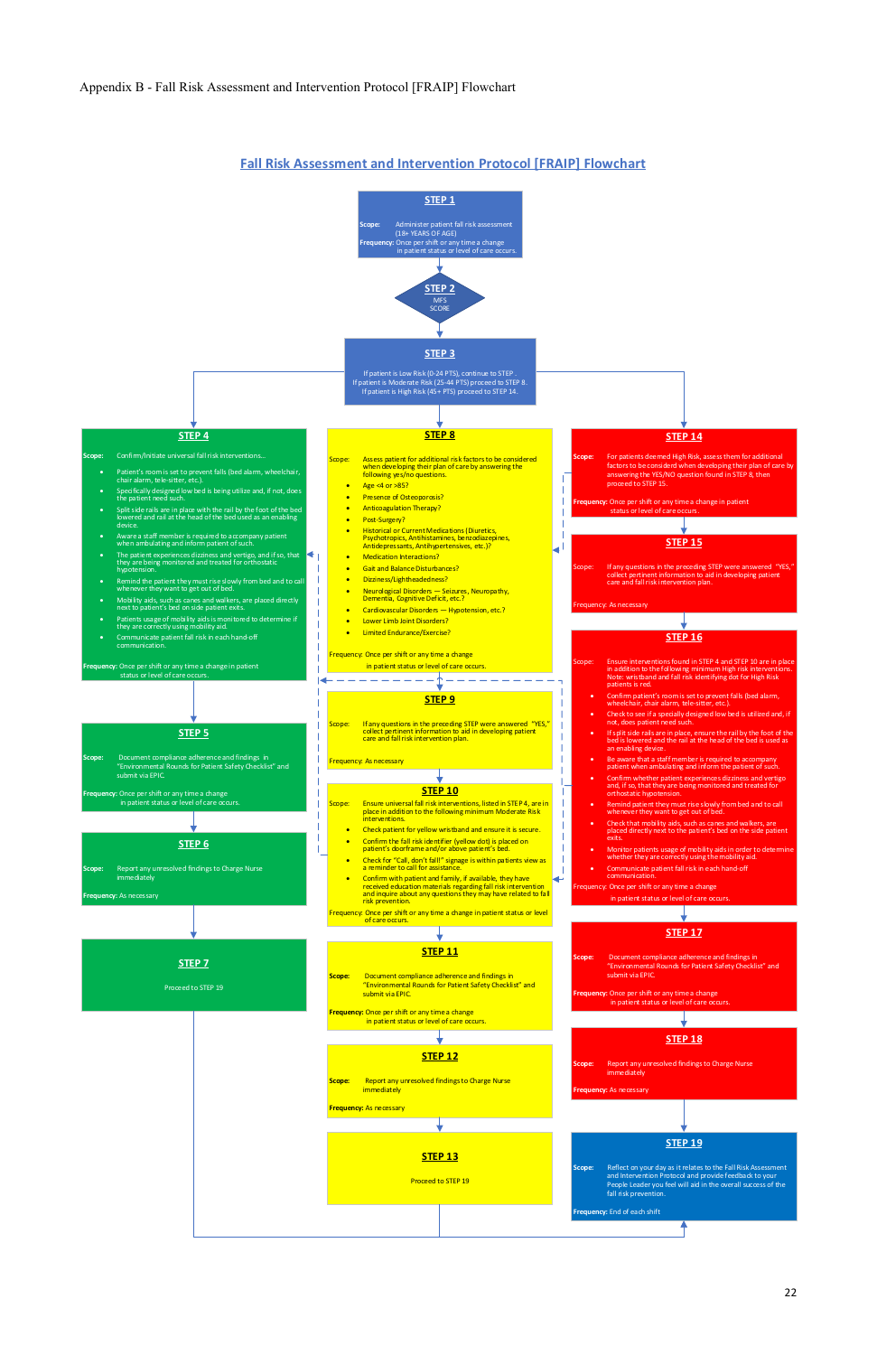Appendix B - Fall Risk Assessment and Intervention Protocol [FRAIP] Flowchart

## Fall Risk Assessment and Intervention Protocol [FRAIP] Flowchart

### STEP 1

**Scope:** Administer patient fall risk assessment (18+ YEARS OF AGE)

**Frequency:** Once per shift or any time a change in patient status or level of care occurs.

### STEP 2

MFS SCORE

### STEP 3

If patient is Low Risk (0-24 PTS), continue to STEP .
If patient is Moderate Risk (25-44 PTS) proceed to STEP 8.
If patient is High Risk (45+ PTS) proceed to STEP 14.

### STEP 4

**Scope:** Confirm/Initiate universal fall risk interventions…

- Patient's room is set to prevent falls (bed alarm, wheelchair, chair alarm, tele-sitter, etc.).
- Specifically designed low bed is being utilize and, if not, does the patient need such.
- Split side rails are in place with the rail by the foot of the bed lowered and rail at the head of the bed used as an enabling device.
- Aware a staff member is required to accompany patient when ambulating and inform patient of such.
- The patient experiences dizziness and vertigo, and if so, that they are being monitored and treated for orthostatic hypotension.
- Remind the patient they must rise slowly from bed and to call whenever they want to get out of bed.
- Mobility aids, such as canes and walkers, are placed directly next to patient's bed on side patient exits.
- Patients usage of mobility aids is monitored to determine if they are correctly using mobility aid.
- Communicate patient fall risk in each hand-off communication.

**Frequency:** Once per shift or any time a change in patient status or level of care occurs.

### STEP 5

**Scope:** Document compliance adherence and findings in "Environmental Rounds for Patient Safety Checklist" and submit via EPIC.

**Frequency:** Once per shift or any time a change in patient status or level of care occurs.

### STEP 6

**Scope:** Report any unresolved findings to Charge Nurse immediately

**Frequency:** As necessary

### STEP 7

Proceed to STEP 19

### STEP 8

Scope: Assess patient for additional risk factors to be considered when developing their plan of care by answering the following yes/no questions.

- Age <4 or >85?
- Presence of Osteoporosis?
- Anticoagulation Therapy?
- Post-Surgery?
- Historical or Current Medications (Diuretics, Psychotropics, Antihistamines, benzodiazepines, Antidepressants, Antihypertensives, etc.)?
- Medication Interactions?
- Gait and Balance Disturbances?
- Dizziness/Lightheadedness?
- Neurological Disorders — Seizures, Neuropathy, Dementia, Cognitive Deficit, etc.?
- Cardiovascular Disorders — Hypotension, etc.?
- Lower Limb Joint Disorders?
- Limited Endurance/Exercise?

Frequency: Once per shift or any time a change in patient status or level of care occurs.

### STEP 9

Scope: If any questions in the preceding STEP were answered "YES," collect pertinent information to aid in developing patient care and fall risk intervention plan.

Frequency: As necessary

### STEP 10

Scope: Ensure universal fall risk interventions, listed in STEP 4, are in place in addition to the following minimum Moderate Risk interventions.

- Check patient for yellow wristband and ensure it is secure.
- Confirm the fall risk identifier (yellow dot) is placed on patient's doorframe and/or above patient's bed.
- Check for "Call, don't fall" signage is within patients view as a reminder to call for assistance.
- Confirm with patient and family, if available, they have received education materials regarding fall risk intervention and inquire about any questions they may have related to fall risk prevention.

Frequency: Once per shift or any time a change in patient status or level of care occurs.

### STEP 11

**Scope:** Document compliance adherence and findings in "Environmental Rounds for Patient Safety Checklist" and submit via EPIC.

**Frequency:** Once per shift or any time a change in patient status or level of care occurs.

### STEP 12

**Scope:** Report any unresolved findings to Charge Nurse immediately

**Frequency:** As necessary

### STEP 13

Proceed to STEP 19

### STEP 14

**Scope:** For patients deemed High Risk, assess them for additional factors to be considered when developing their plan of care by answering the YES/NO question found in STEP 8, then proceed to STEP 15.

**Frequency:** Once per shift or any time a change in patient status or level of care occurs.

### STEP 15

Scope: If any questions in the preceding STEP were answered "YES," collect pertinent information to aid in developing patient care and fall risk intervention plan.

Frequency: As necessary

### STEP 16

Scope: Ensure interventions found in STEP 4 and STEP 10 are in place in addition to the following minimum High risk interventions. Note: wristband and fall risk identifying dot for High Risk patients is red.

- Confirm patient's room is set to prevent falls (bed alarm, wheelchair, chair alarm, tele-sitter, etc.).
- Check to see if a specially designed low bed is utilized and, if not, does patient need such.
- If split side rails are in place, ensure the rail by the foot of the bed is lowered and the rail at the head of the bed is used as an enabling device.
- Be aware that a staff member is required to accompany patient when ambulating and inform the patient of such.
- Confirm whether patient experiences dizziness and vertigo and, if so, that they are being monitored and treated for orthostatic hypotension.
- Remind patient they must rise slowly from bed and to call whenever they want to get out of bed.
- Check that mobility aids, such as canes and walkers, are placed directly next to the patient's bed on the side patient exits.
- Monitor patients usage of mobility aids in order to determine whether they are correctly using the mobility aid.
- Communicate patient fall risk in each hand-off communication.

Frequency: Once per shift or any time a change in patient status or level of care occurs.

### STEP 17

**Scope:** Document compliance adherence and findings in "Environmental Rounds for Patient Safety Checklist" and submit via EPIC.

**Frequency:** Once per shift or any time a change in patient status or level of care occurs.

### STEP 18

**Scope:** Report any unresolved findings to Charge Nurse immediately

**Frequency:** As necessary

### STEP 19

**Scope:** Reflect on your day as it relates to the Fall Risk Assessment and Intervention Protocol and provide feedback to your People Leader you feel will aid in the overall success of the fall risk prevention.

**Frequency:** End of each shift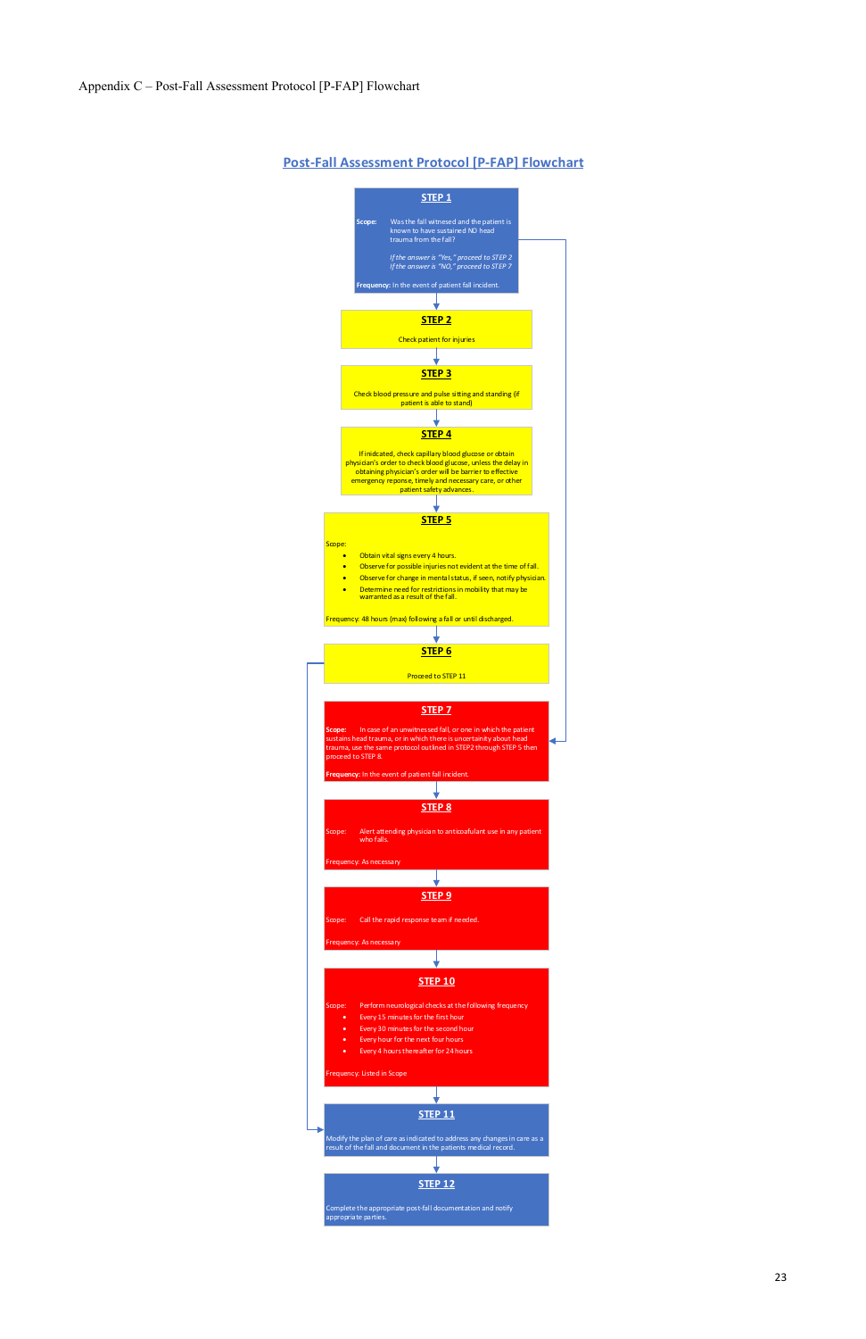Appendix C – Post-Fall Assessment Protocol [P-FAP] Flowchart

## Post-Fall Assessment Protocol [P-FAP] Flowchart

**STEP 1**

Scope: Was the fall witnessed and the patient is known to have sustained NO head trauma from the fall?

*If the answer is "Yes," proceed to STEP 2*
*If the answer is "NO," proceed to STEP 7*

Frequency: In the event of patient fall incident.

**STEP 2**

Check patient for injuries

**STEP 3**

Check blood pressure and pulse sitting and standing (if patient is able to stand)

**STEP 4**

If indicated, check capillary blood glucose or obtain physician's order to check blood glucose, unless the delay in obtaining physician's order will be barrier to effective emergency response, timely and necessary care, or other patient safety advances.

**STEP 5**

Scope:

- Obtain vital signs every 4 hours.
- Observe for possible injuries not evident at the time of fall.
- Observe for change in mental status, if seen, notify physician.
- Determine need for restrictions in mobility that may be warranted as a result of the fall.

Frequency: 48 hours (max) following a fall or until discharged.

**STEP 6**

Proceed to STEP 11

**STEP 7**

Scope: In case of an unwitnessed fall, or one in which the patient sustains head trauma, or in which there is uncertainty about head trauma, use the same protocol outlined in STEP2 through STEP 5 then proceed to STEP 8.

Frequency: In the event of patient fall incident.

**STEP 8**

Scope: Alert attending physician to anticoagulant use in any patient who falls.

Frequency: As necessary

**STEP 9**

Scope: Call the rapid response team if needed.

Frequency: As necessary

**STEP 10**

Scope: Perform neurological checks at the following frequency

- Every 15 minutes for the first hour
- Every 30 minutes for the second hour
- Every hour for the next four hours
- Every 4 hours thereafter for 24 hours

Frequency: Listed in Scope

**STEP 11**

Modify the plan of care as indicated to address any changes in care as a result of the fall and document in the patients medical record.

**STEP 12**

Complete the appropriate post-fall documentation and notify appropriate parties.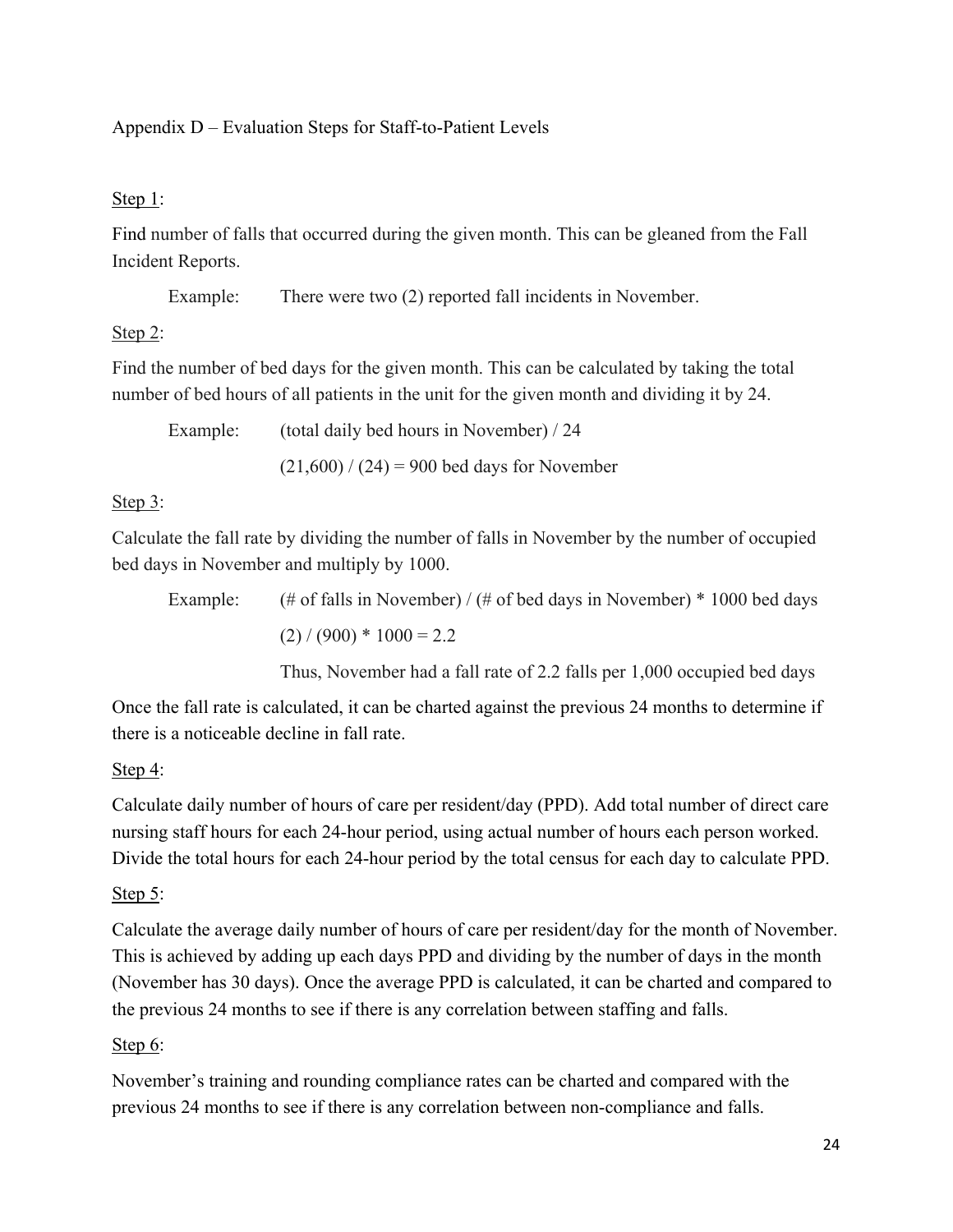Appendix D – Evaluation Steps for Staff-to-Patient Levels

Step 1:

Find number of falls that occurred during the given month. This can be gleaned from the Fall Incident Reports.

Example: There were two (2) reported fall incidents in November.

Step 2:

Find the number of bed days for the given month. This can be calculated by taking the total number of bed hours of all patients in the unit for the given month and dividing it by 24.

Example: (total daily bed hours in November) / 24

(21,600) / (24) = 900 bed days for November

Step 3:

Calculate the fall rate by dividing the number of falls in November by the number of occupied bed days in November and multiply by 1000.

Example: (# of falls in November) / (# of bed days in November) * 1000 bed days

(2) / (900) * 1000 = 2.2

Thus, November had a fall rate of 2.2 falls per 1,000 occupied bed days

Once the fall rate is calculated, it can be charted against the previous 24 months to determine if there is a noticeable decline in fall rate.

Step 4:

Calculate daily number of hours of care per resident/day (PPD). Add total number of direct care nursing staff hours for each 24-hour period, using actual number of hours each person worked. Divide the total hours for each 24-hour period by the total census for each day to calculate PPD.

Step 5:

Calculate the average daily number of hours of care per resident/day for the month of November. This is achieved by adding up each days PPD and dividing by the number of days in the month (November has 30 days). Once the average PPD is calculated, it can be charted and compared to the previous 24 months to see if there is any correlation between staffing and falls.

Step 6:

November's training and rounding compliance rates can be charted and compared with the previous 24 months to see if there is any correlation between non-compliance and falls.